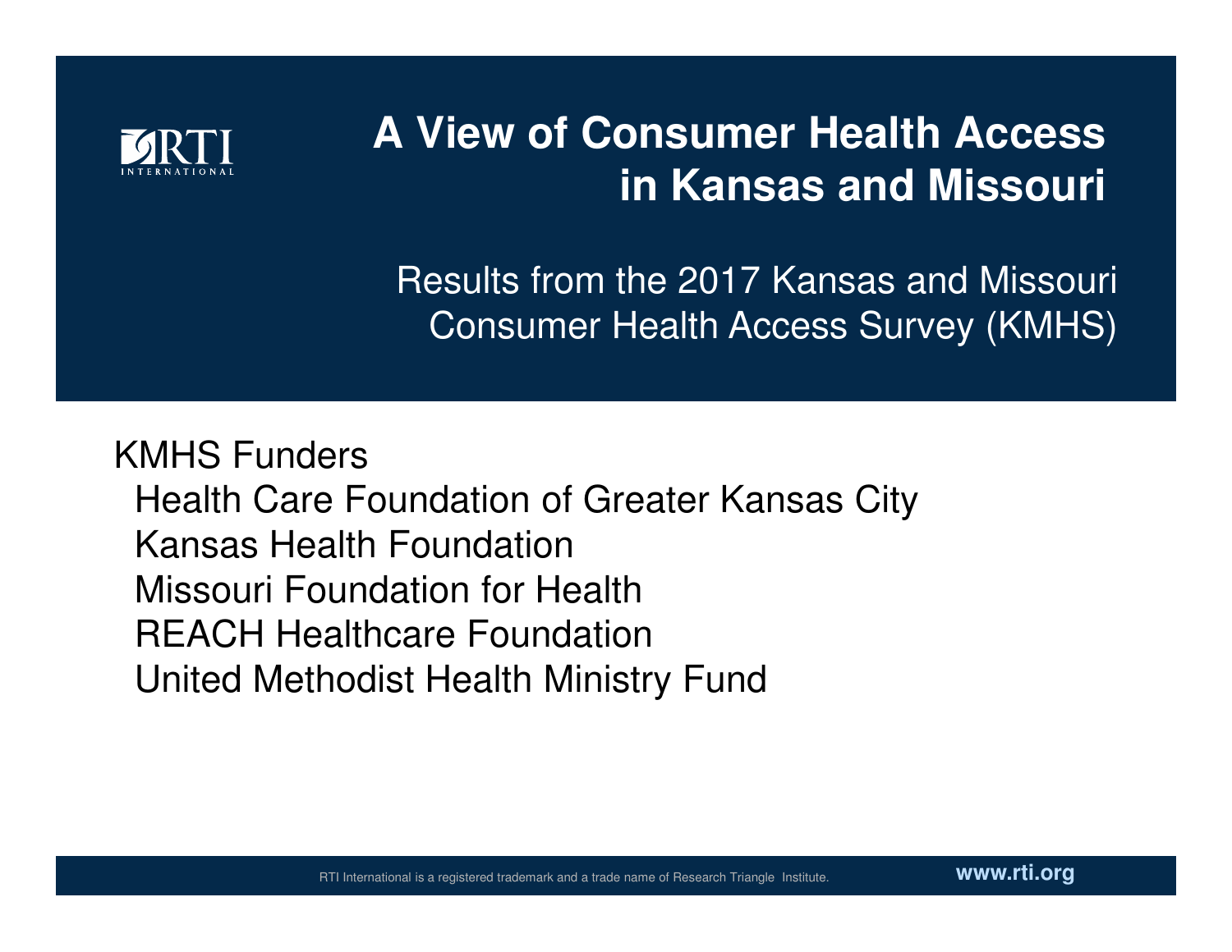RTI INTERNATIONAL

# A View of Consumer Health Access in Kansas and Missouri

## Results from the 2017 Kansas and Missouri Consumer Health Access Survey (KMHS)

KMHS Funders

- Health Care Foundation of Greater Kansas City
- Kansas Health Foundation
- Missouri Foundation for Health
- REACH Healthcare Foundation
- United Methodist Health Ministry Fund

RTI International is a registered trademark and a trade name of Research Triangle Institute.

www.rti.org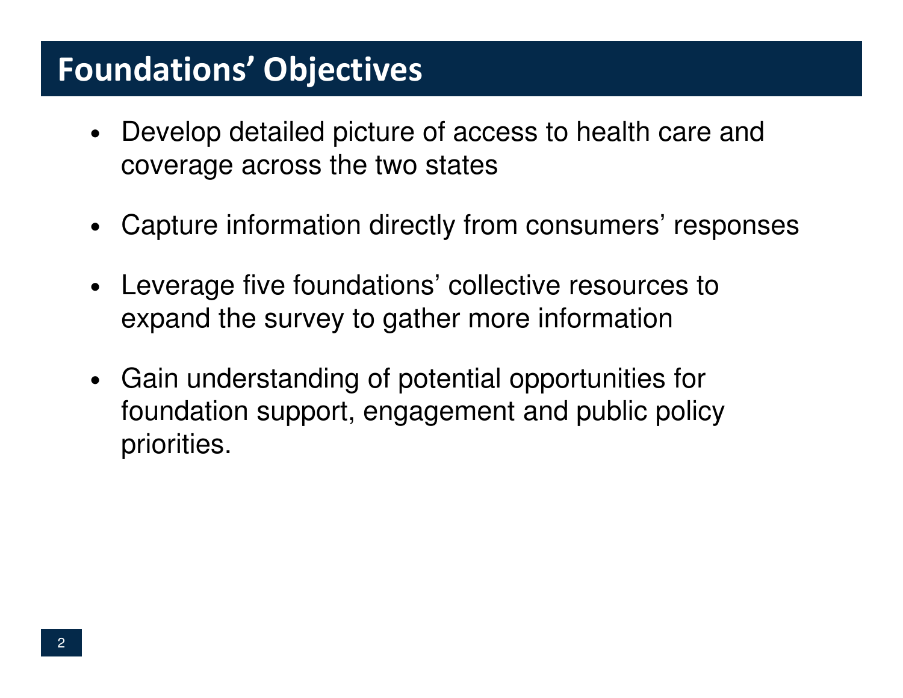# Foundations’ Objectives

- Develop detailed picture of access to health care and coverage across the two states
- Capture information directly from consumers’ responses
- Leverage five foundations’ collective resources to expand the survey to gather more information
- Gain understanding of potential opportunities for foundation support, engagement and public policy priorities.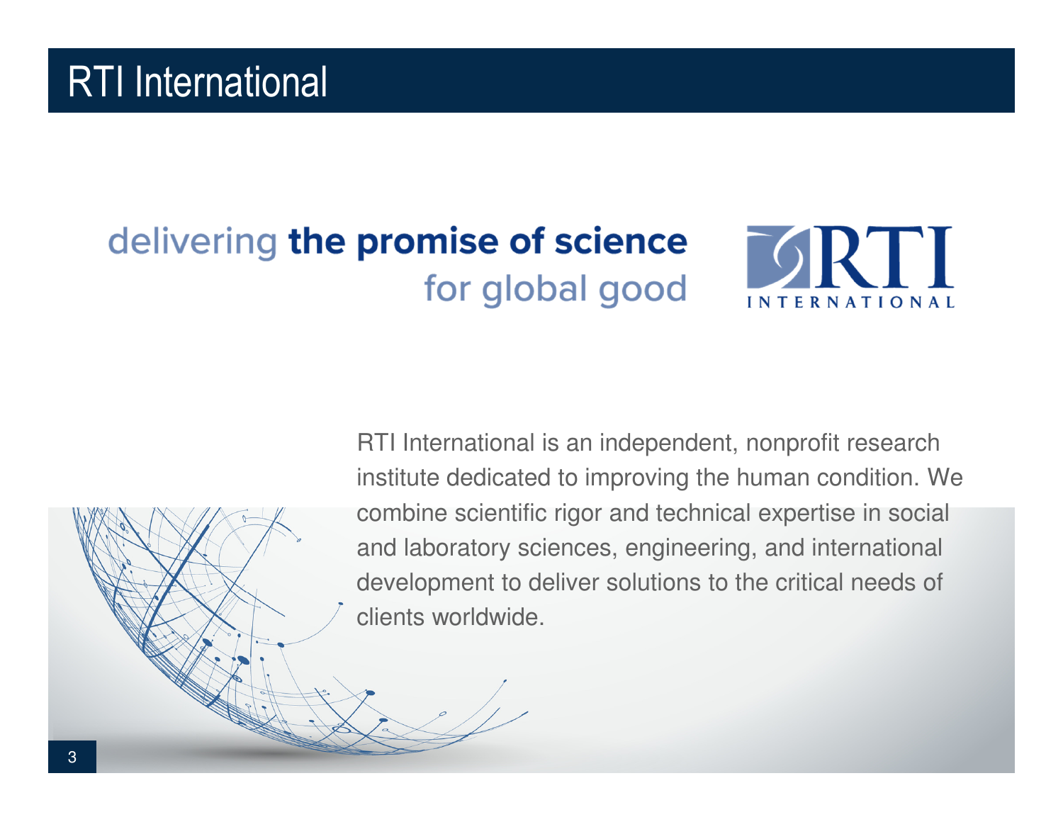# RTI International

delivering **the promise of science** for global good

RTI INTERNATIONAL

RTI International is an independent, nonprofit research institute dedicated to improving the human condition. We combine scientific rigor and technical expertise in social and laboratory sciences, engineering, and international development to deliver solutions to the critical needs of clients worldwide.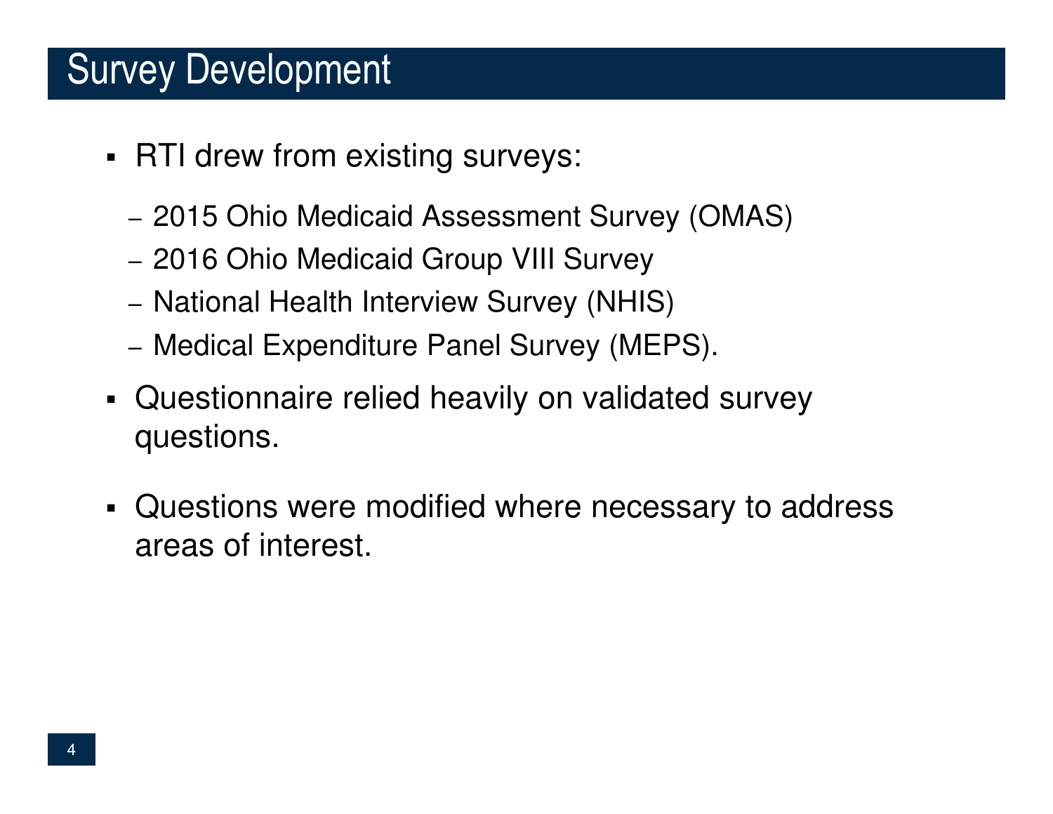## Survey Development

- RTI drew from existing surveys:
  - 2015 Ohio Medicaid Assessment Survey (OMAS)
  - 2016 Ohio Medicaid Group VIII Survey
  - National Health Interview Survey (NHIS)
  - Medical Expenditure Panel Survey (MEPS).
- Questionnaire relied heavily on validated survey questions.
- Questions were modified where necessary to address areas of interest.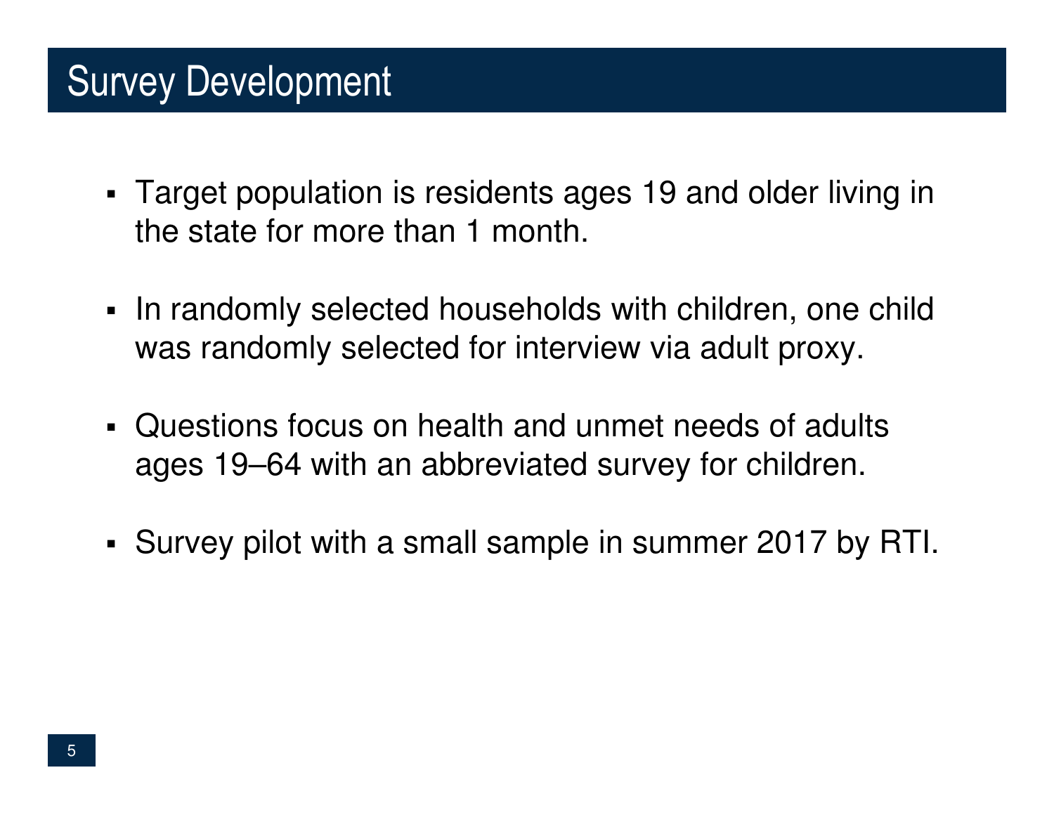# Survey Development

- Target population is residents ages 19 and older living in the state for more than 1 month.
- In randomly selected households with children, one child was randomly selected for interview via adult proxy.
- Questions focus on health and unmet needs of adults ages 19–64 with an abbreviated survey for children.
- Survey pilot with a small sample in summer 2017 by RTI.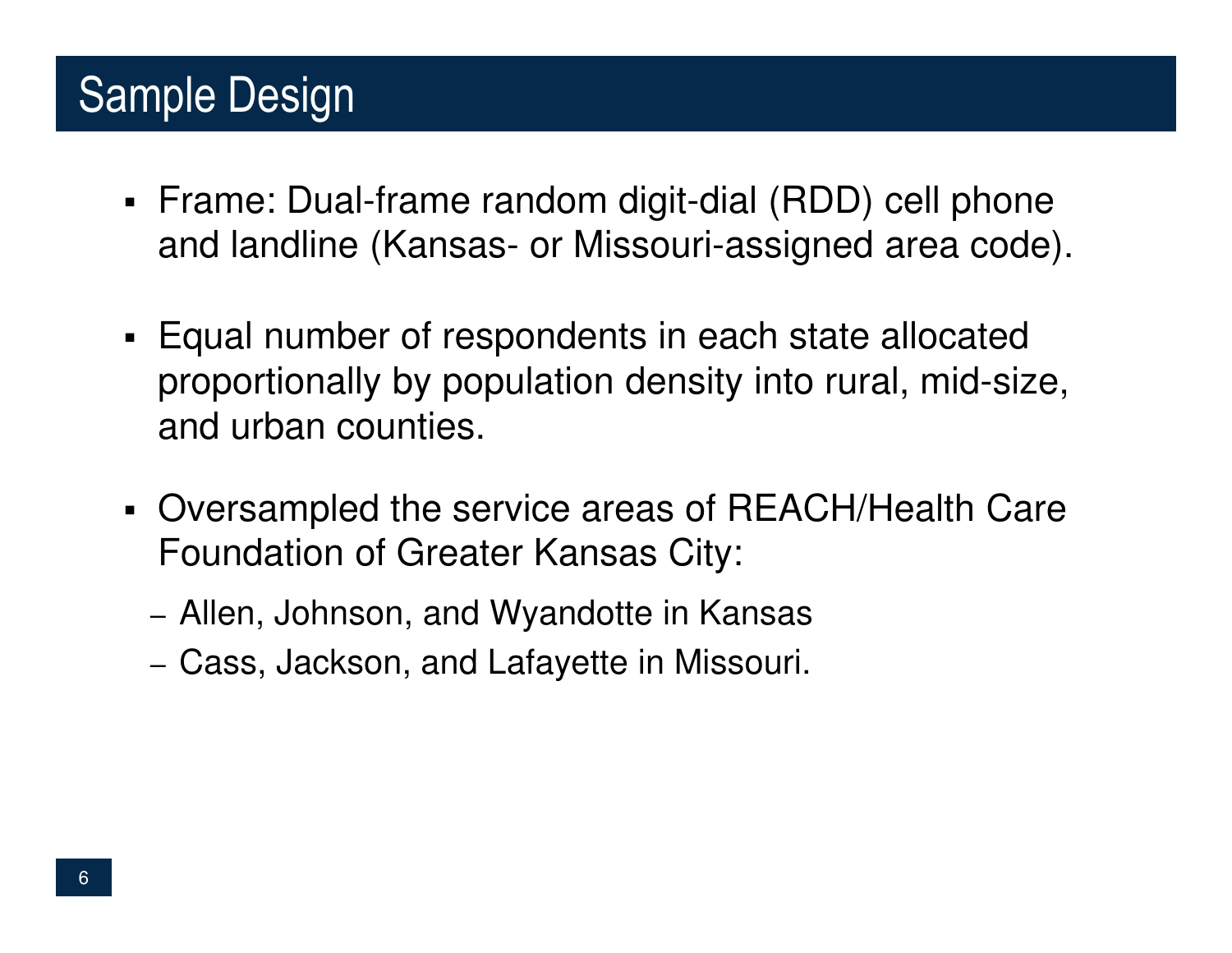# Sample Design

- Frame: Dual-frame random digit-dial (RDD) cell phone and landline (Kansas- or Missouri-assigned area code).
- Equal number of respondents in each state allocated proportionally by population density into rural, mid-size, and urban counties.
- Oversampled the service areas of REACH/Health Care Foundation of Greater Kansas City:
  - Allen, Johnson, and Wyandotte in Kansas
  - Cass, Jackson, and Lafayette in Missouri.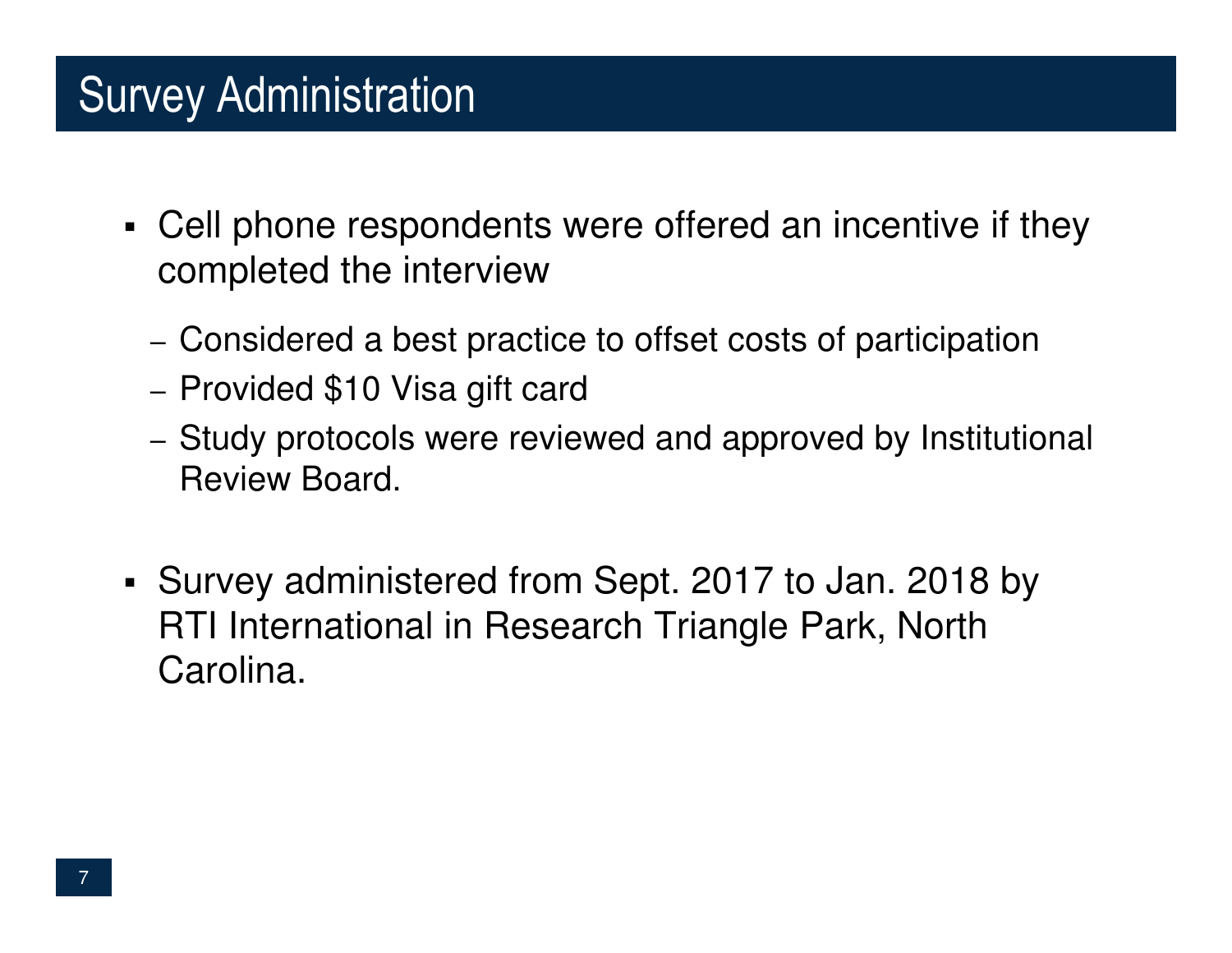# Survey Administration

- Cell phone respondents were offered an incentive if they completed the interview
  - Considered a best practice to offset costs of participation
  - Provided $10 Visa gift card
  - Study protocols were reviewed and approved by Institutional Review Board.

- Survey administered from Sept. 2017 to Jan. 2018 by RTI International in Research Triangle Park, North Carolina.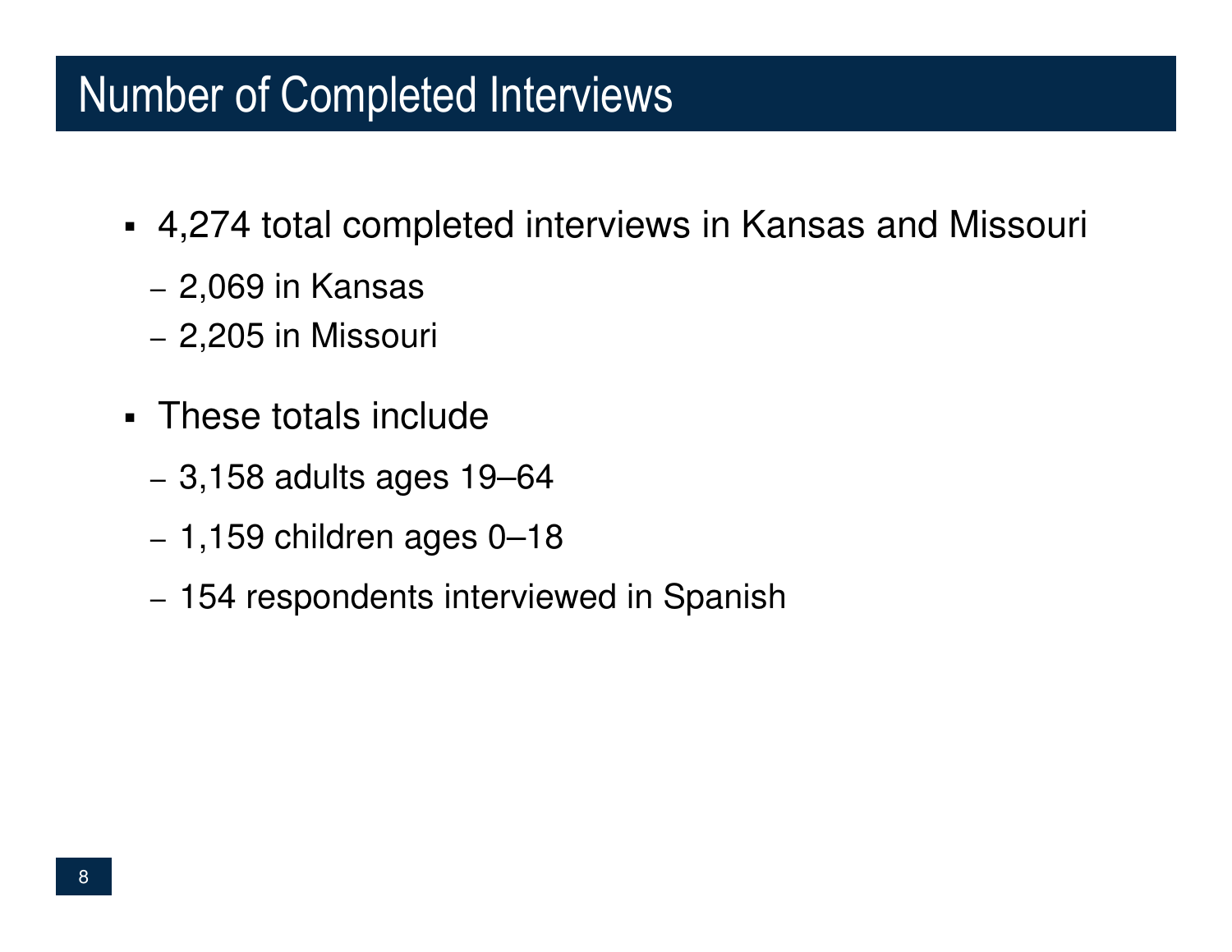# Number of Completed Interviews

- 4,274 total completed interviews in Kansas and Missouri
  - 2,069 in Kansas
  - 2,205 in Missouri
- These totals include
  - 3,158 adults ages 19–64
  - 1,159 children ages 0–18
  - 154 respondents interviewed in Spanish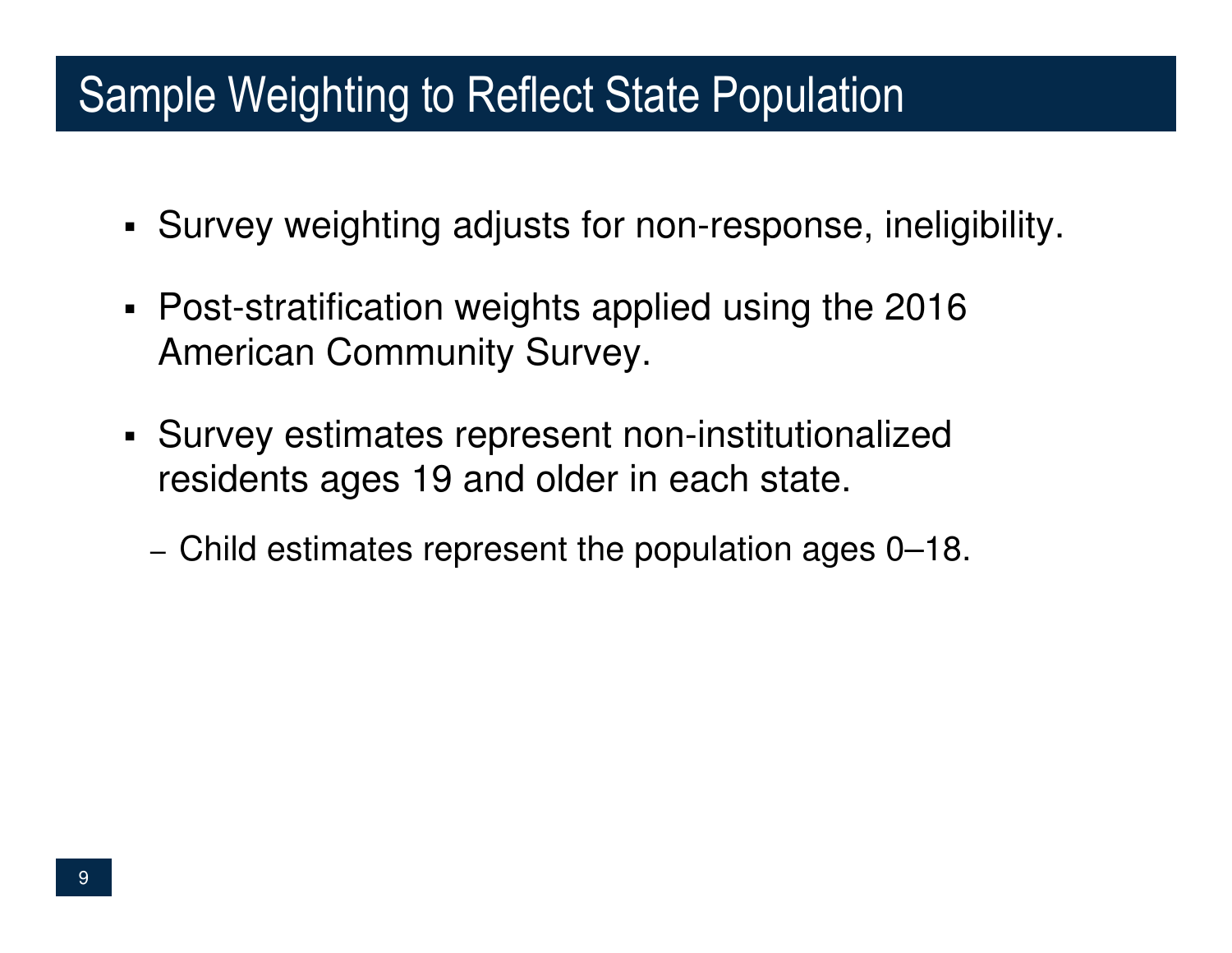# Sample Weighting to Reflect State Population

- Survey weighting adjusts for non-response, ineligibility.
- Post-stratification weights applied using the 2016 American Community Survey.
- Survey estimates represent non-institutionalized residents ages 19 and older in each state.
  - Child estimates represent the population ages 0–18.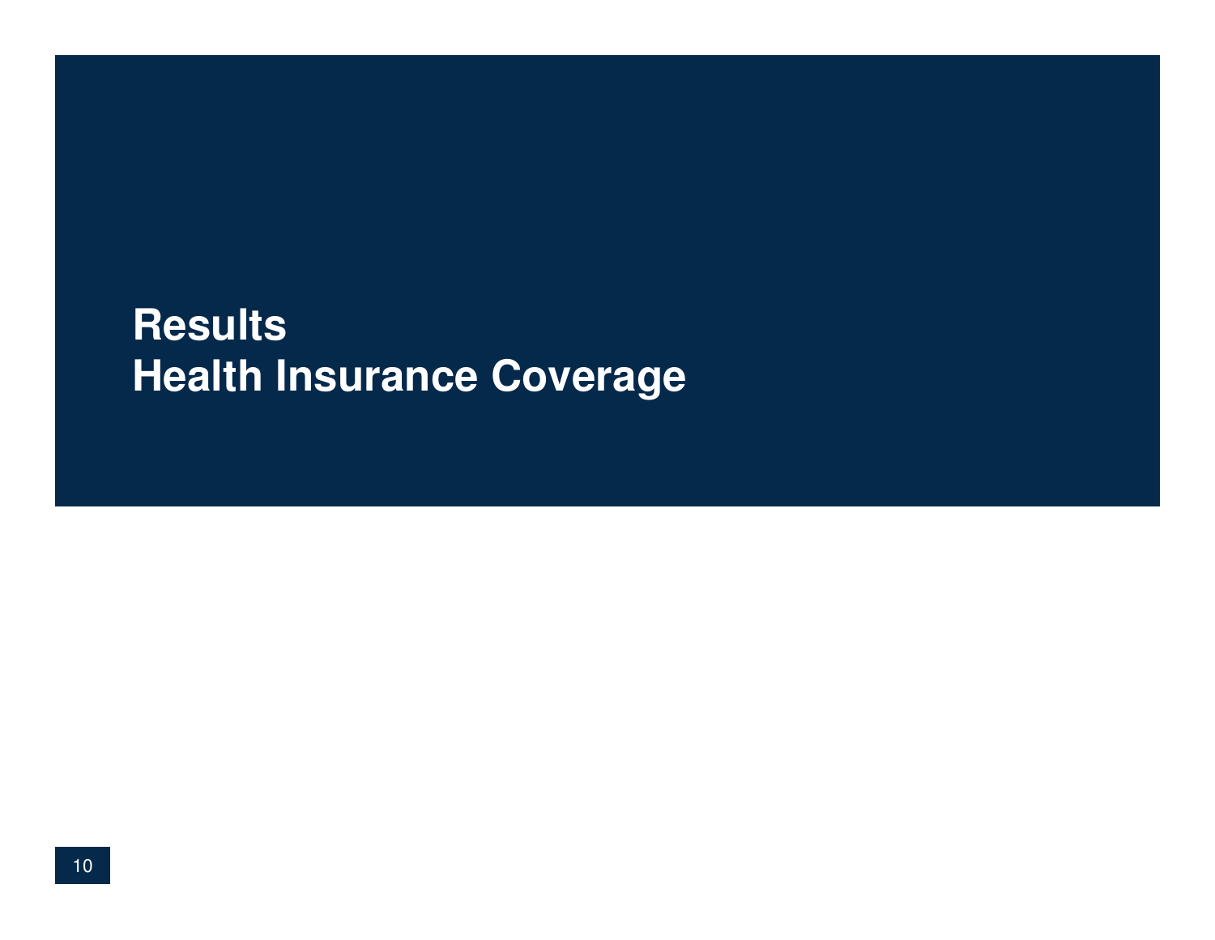# Results
# Health Insurance Coverage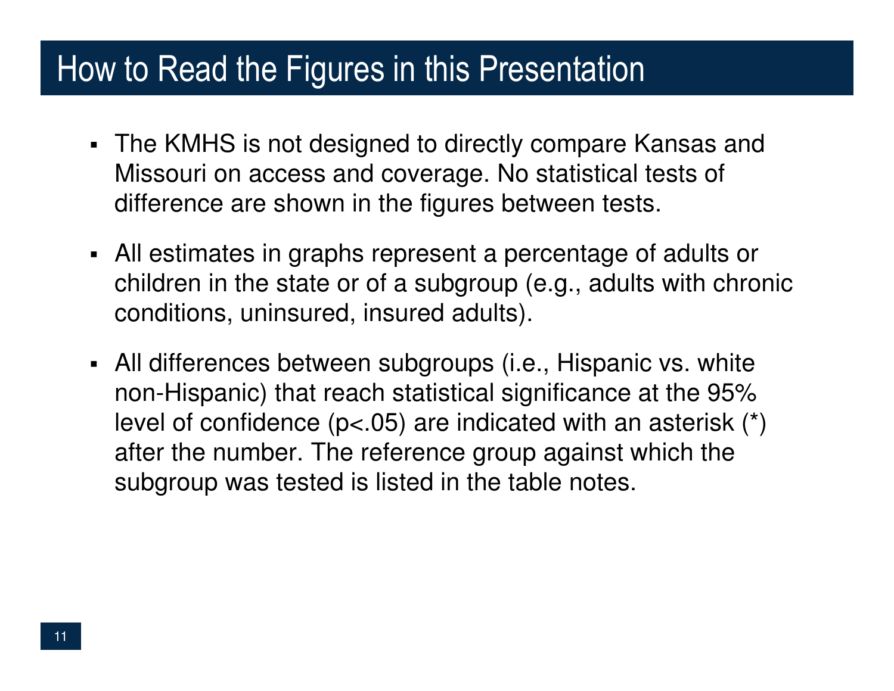# How to Read the Figures in this Presentation

- The KMHS is not designed to directly compare Kansas and Missouri on access and coverage. No statistical tests of difference are shown in the figures between tests.
- All estimates in graphs represent a percentage of adults or children in the state or of a subgroup (e.g., adults with chronic conditions, uninsured, insured adults).
- All differences between subgroups (i.e., Hispanic vs. white non-Hispanic) that reach statistical significance at the 95% level of confidence ($p<.05$) are indicated with an asterisk (*) after the number. The reference group against which the subgroup was tested is listed in the table notes.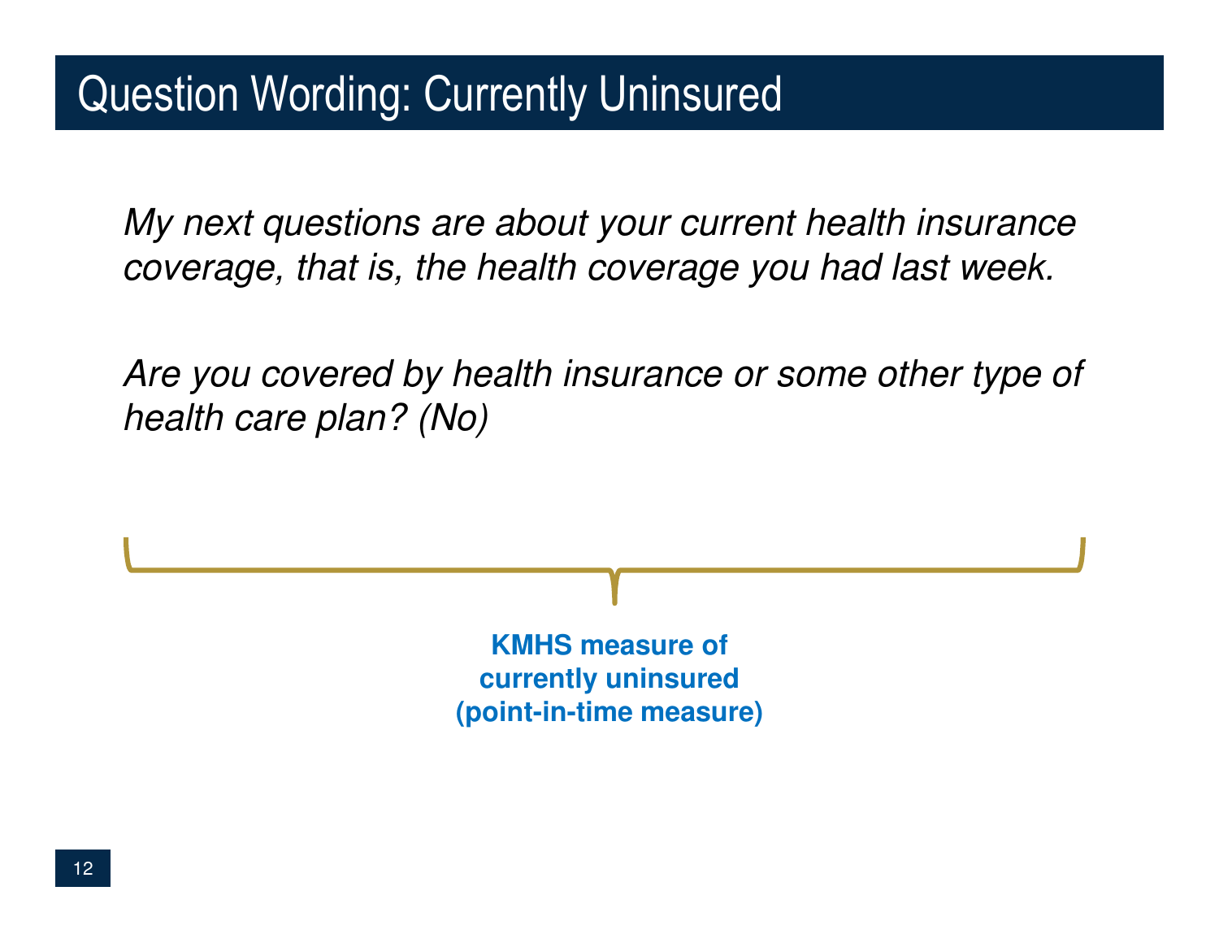# Question Wording: Currently Uninsured

*My next questions are about your current health insurance coverage, that is, the health coverage you had last week.*

*Are you covered by health insurance or some other type of health care plan? (No)*

**KMHS measure of currently uninsured (point-in-time measure)**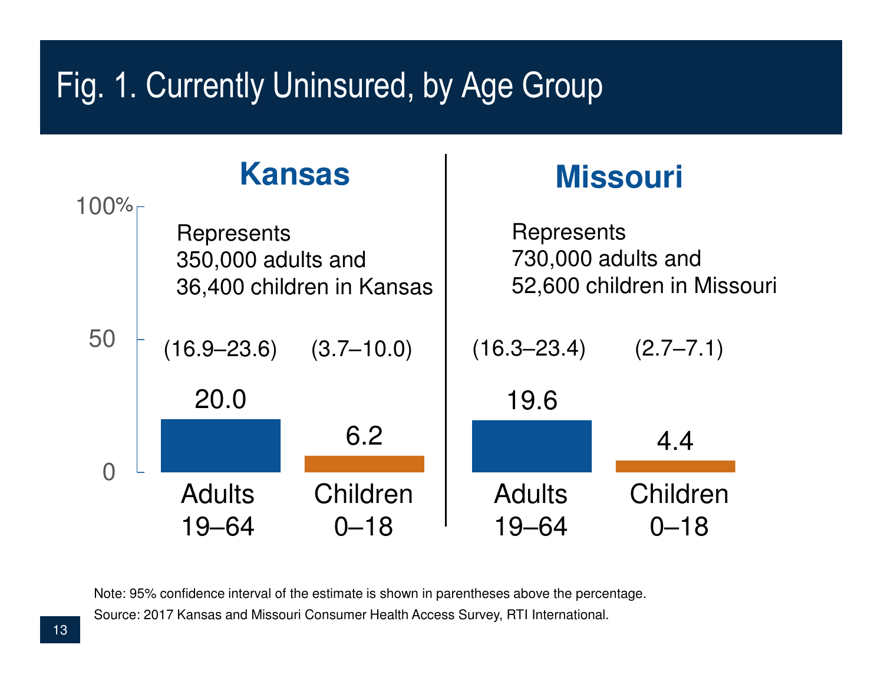# Fig. 1. Currently Uninsured, by Age Group

## Kansas

Represents 350,000 adults and 36,400 children in Kansas

| Age Group | Percent | 95% CI |
|---|---|---|
| Adults 19–64 | 20.0 | (16.9–23.6) |
| Children 0–18 | 6.2 | (3.7–10.0) |

## Missouri

Represents 730,000 adults and 52,600 children in Missouri

| Age Group | Percent | 95% CI |
|---|---|---|
| Adults 19–64 | 19.6 | (16.3–23.4) |
| Children 0–18 | 4.4 | (2.7–7.1) |

Note: 95% confidence interval of the estimate is shown in parentheses above the percentage.

Source: 2017 Kansas and Missouri Consumer Health Access Survey, RTI International.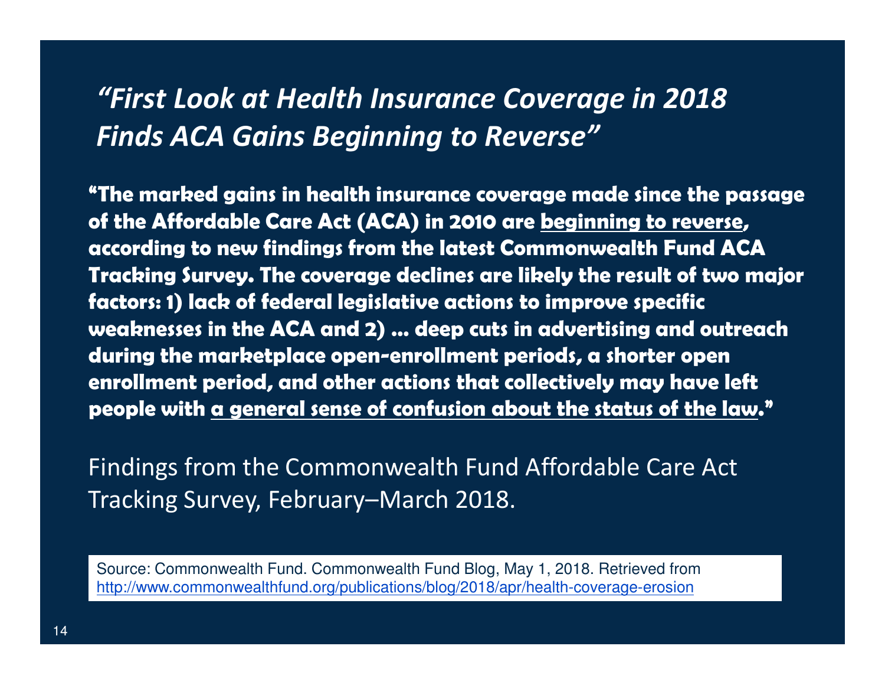## *"First Look at Health Insurance Coverage in 2018 Finds ACA Gains Beginning to Reverse"*

**"The marked gains in health insurance coverage made since the passage of the Affordable Care Act (ACA) in 2010 are <u>beginning to reverse</u>, according to new findings from the latest Commonwealth Fund ACA Tracking Survey. The coverage declines are likely the result of two major factors: 1) lack of federal legislative actions to improve specific weaknesses in the ACA and 2) … deep cuts in advertising and outreach during the marketplace open-enrollment periods, a shorter open enrollment period, and other actions that collectively may have left people with <u>a general sense of confusion about the status of the law</u>."**

Findings from the Commonwealth Fund Affordable Care Act Tracking Survey, February–March 2018.

Source: Commonwealth Fund. Commonwealth Fund Blog, May 1, 2018. Retrieved from http://www.commonwealthfund.org/publications/blog/2018/apr/health-coverage-erosion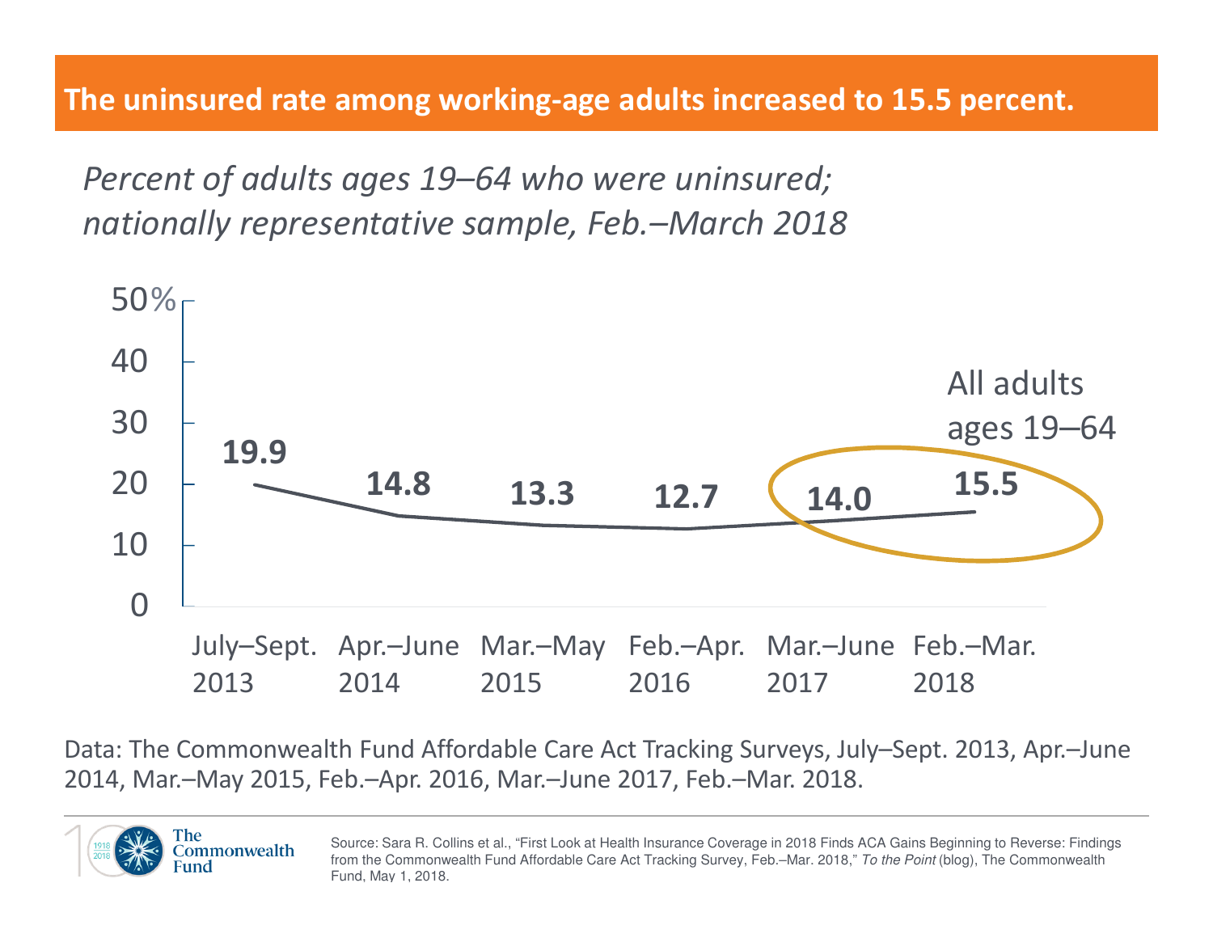## The uninsured rate among working-age adults increased to 15.5 percent.

*Percent of adults ages 19–64 who were uninsured; nationally representative sample, Feb.–March 2018*

| | July–Sept. 2013 | Apr.–June 2014 | Mar.–May 2015 | Feb.–Apr. 2016 | Mar.–June 2017 | Feb.–Mar. 2018 |
|---|---|---|---|---|---|---|
| All adults ages 19–64 | 19.9 | 14.8 | 13.3 | 12.7 | 14.0 | 15.5 |

Data: The Commonwealth Fund Affordable Care Act Tracking Surveys, July–Sept. 2013, Apr.–June 2014, Mar.–May 2015, Feb.–Apr. 2016, Mar.–June 2017, Feb.–Mar. 2018.

The Commonwealth Fund

Source: Sara R. Collins et al., "First Look at Health Insurance Coverage in 2018 Finds ACA Gains Beginning to Reverse: Findings from the Commonwealth Fund Affordable Care Act Tracking Survey, Feb.–Mar. 2018," *To the Point* (blog), The Commonwealth Fund, May 1, 2018.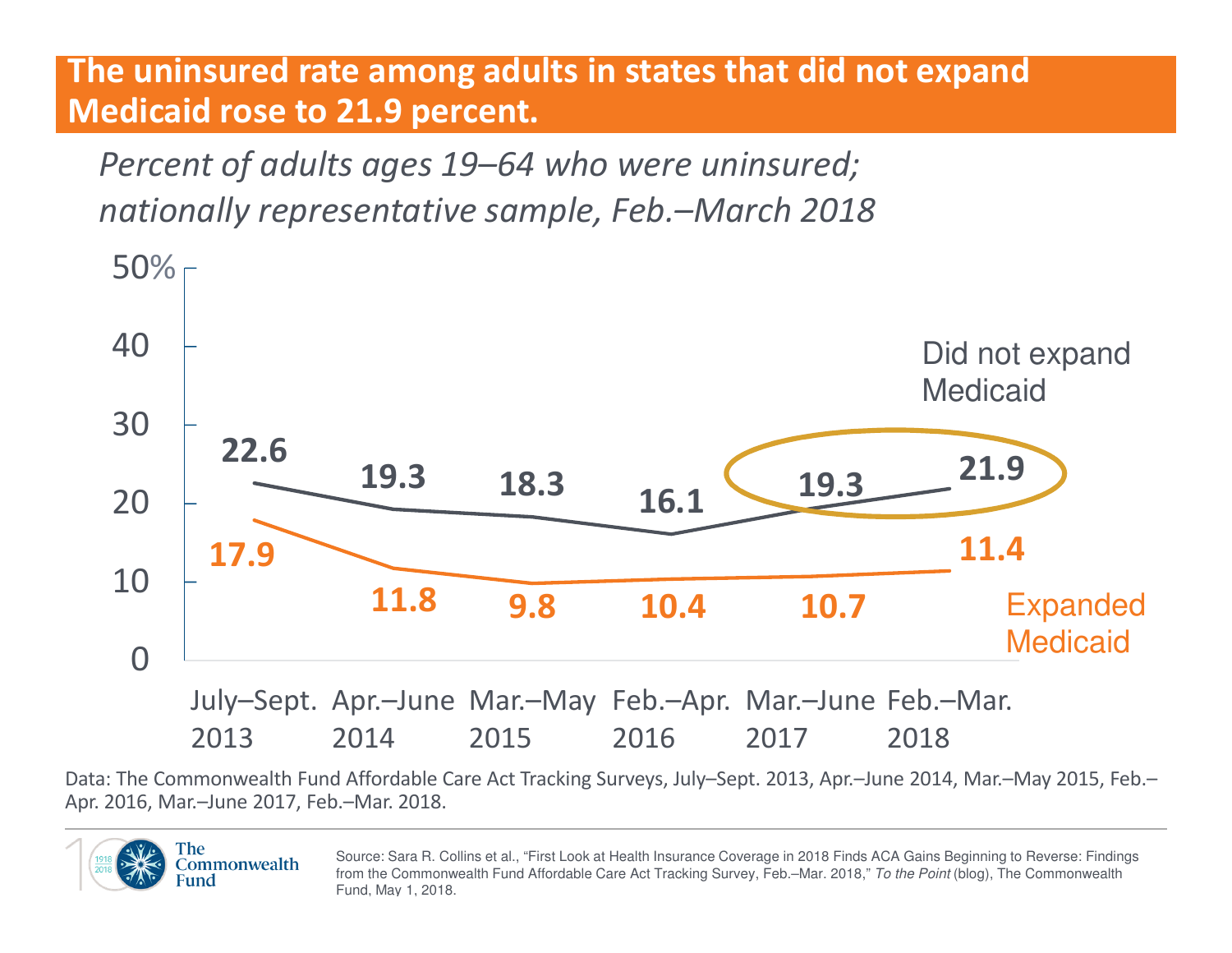# The uninsured rate among adults in states that did not expand Medicaid rose to 21.9 percent.

*Percent of adults ages 19–64 who were uninsured; nationally representative sample, Feb.–March 2018*

| | July–Sept. 2013 | Apr.–June 2014 | Mar.–May 2015 | Feb.–Apr. 2016 | Mar.–June 2017 | Feb.–Mar. 2018 |
|---|---|---|---|---|---|---|
| Did not expand Medicaid | 22.6 | 19.3 | 18.3 | 16.1 | 19.3 | 21.9 |
| Expanded Medicaid | 17.9 | 11.8 | 9.8 | 10.4 | 10.7 | 11.4 |

Data: The Commonwealth Fund Affordable Care Act Tracking Surveys, July–Sept. 2013, Apr.–June 2014, Mar.–May 2015, Feb.–Apr. 2016, Mar.–June 2017, Feb.–Mar. 2018.

Source: Sara R. Collins et al., "First Look at Health Insurance Coverage in 2018 Finds ACA Gains Beginning to Reverse: Findings from the Commonwealth Fund Affordable Care Act Tracking Survey, Feb.–Mar. 2018," *To the Point* (blog), The Commonwealth Fund, May 1, 2018.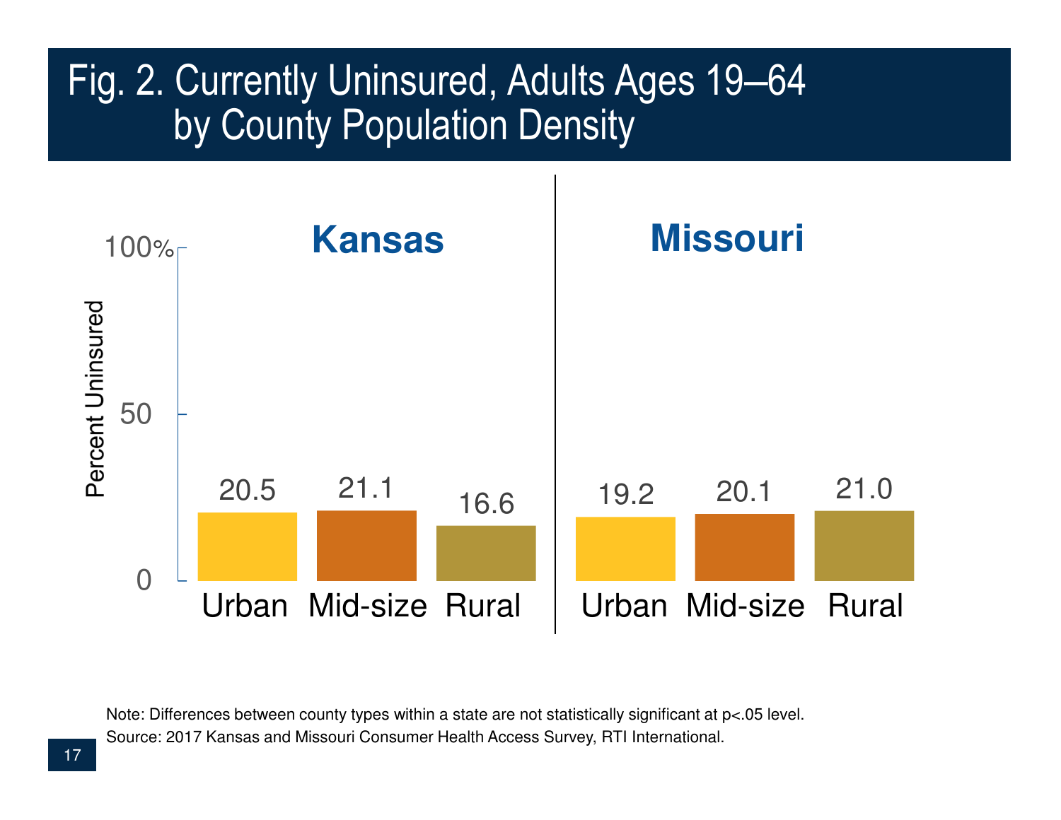# Fig. 2. Currently Uninsured, Adults Ages 19–64 by County Population Density

| | Urban | Mid-size | Rural |
|---|---|---|---|
| Kansas | 20.5 | 21.1 | 16.6 |
| Missouri | 19.2 | 20.1 | 21.0 |

Percent Uninsured

Note: Differences between county types within a state are not statistically significant at p<.05 level.

Source: 2017 Kansas and Missouri Consumer Health Access Survey, RTI International.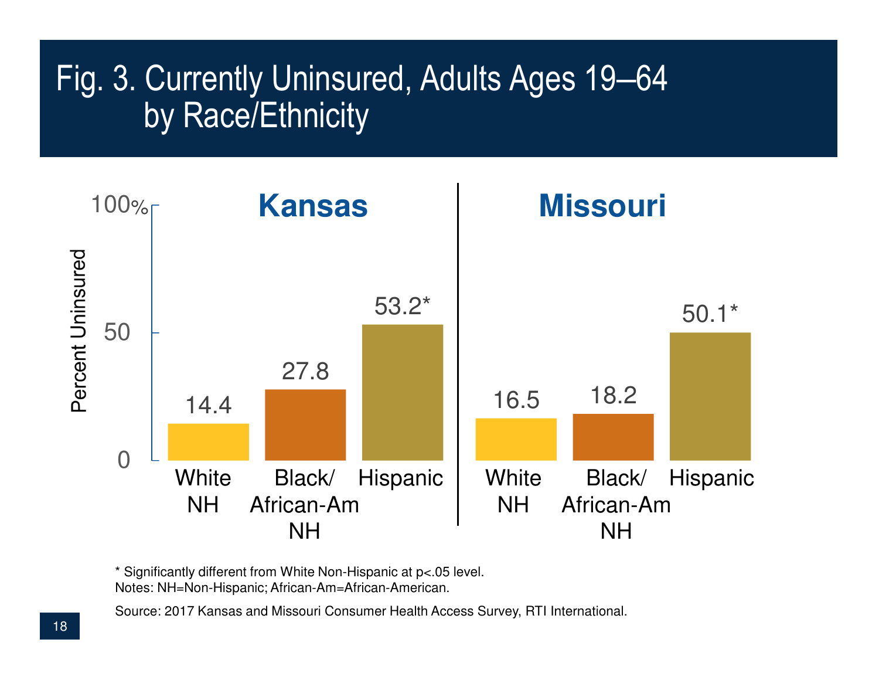# Fig. 3. Currently Uninsured, Adults Ages 19–64 by Race/Ethnicity

| Percent Uninsured | White NH | Black/African-Am NH | Hispanic |
|---|---|---|---|
| Kansas | 14.4 | 27.8 | 53.2* |
| Missouri | 16.5 | 18.2 | 50.1* |

* Significantly different from White Non-Hispanic at p<.05 level.
Notes: NH=Non-Hispanic; African-Am=African-American.

Source: 2017 Kansas and Missouri Consumer Health Access Survey, RTI International.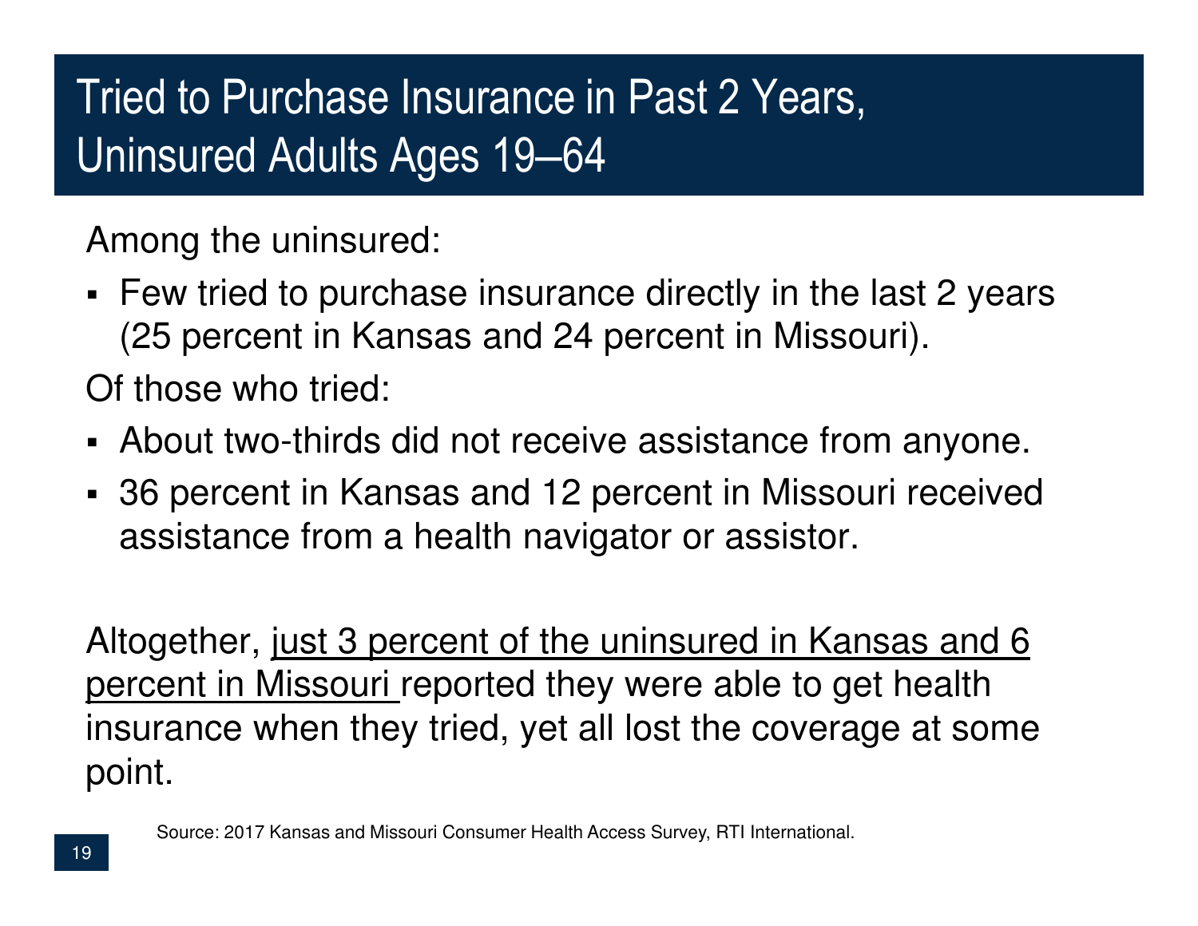# Tried to Purchase Insurance in Past 2 Years, Uninsured Adults Ages 19–64

Among the uninsured:

- Few tried to purchase insurance directly in the last 2 years (25 percent in Kansas and 24 percent in Missouri).

Of those who tried:

- About two-thirds did not receive assistance from anyone.
- 36 percent in Kansas and 12 percent in Missouri received assistance from a health navigator or assistor.

Altogether, <u>just 3 percent of the uninsured in Kansas and 6 percent in Missouri</u> reported they were able to get health insurance when they tried, yet all lost the coverage at some point.

Source: 2017 Kansas and Missouri Consumer Health Access Survey, RTI International.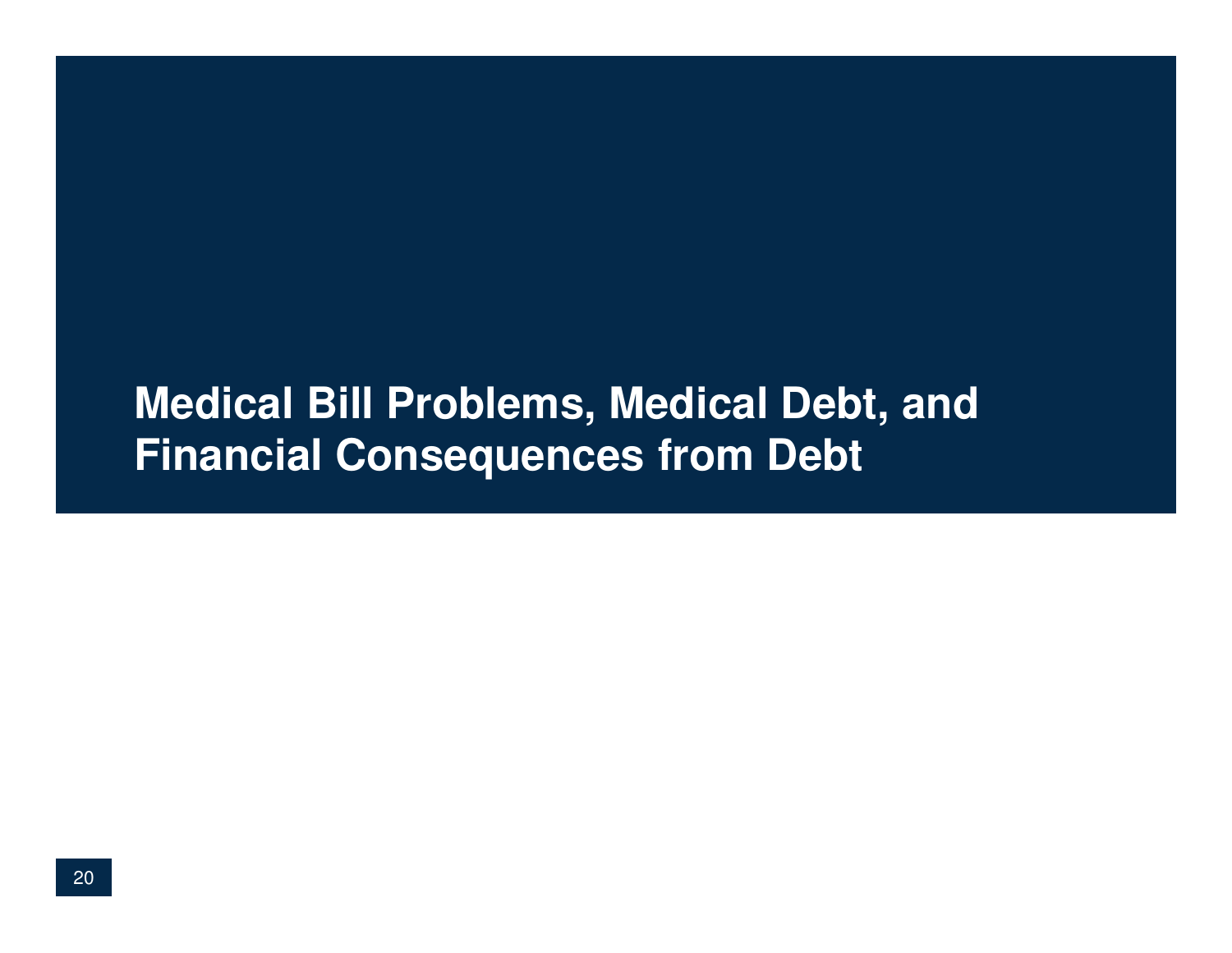# Medical Bill Problems, Medical Debt, and Financial Consequences from Debt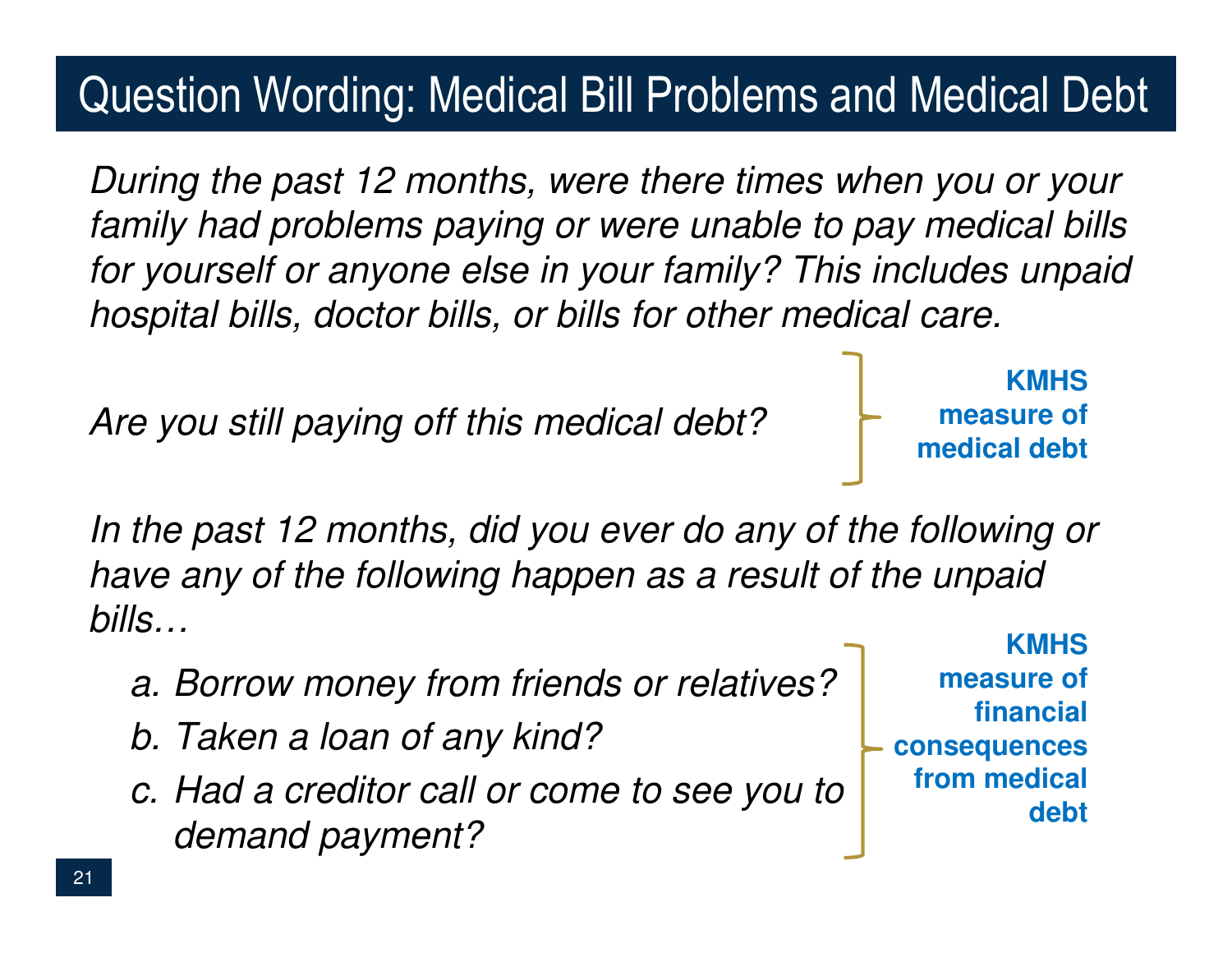# Question Wording: Medical Bill Problems and Medical Debt

*During the past 12 months, were there times when you or your family had problems paying or were unable to pay medical bills for yourself or anyone else in your family? This includes unpaid hospital bills, doctor bills, or bills for other medical care.*

*Are you still paying off this medical debt?*

**KMHS measure of medical debt**

*In the past 12 months, did you ever do any of the following or have any of the following happen as a result of the unpaid bills…*

a. *Borrow money from friends or relatives?*
b. *Taken a loan of any kind?*
c. *Had a creditor call or come to see you to demand payment?*

**KMHS measure of financial consequences from medical debt**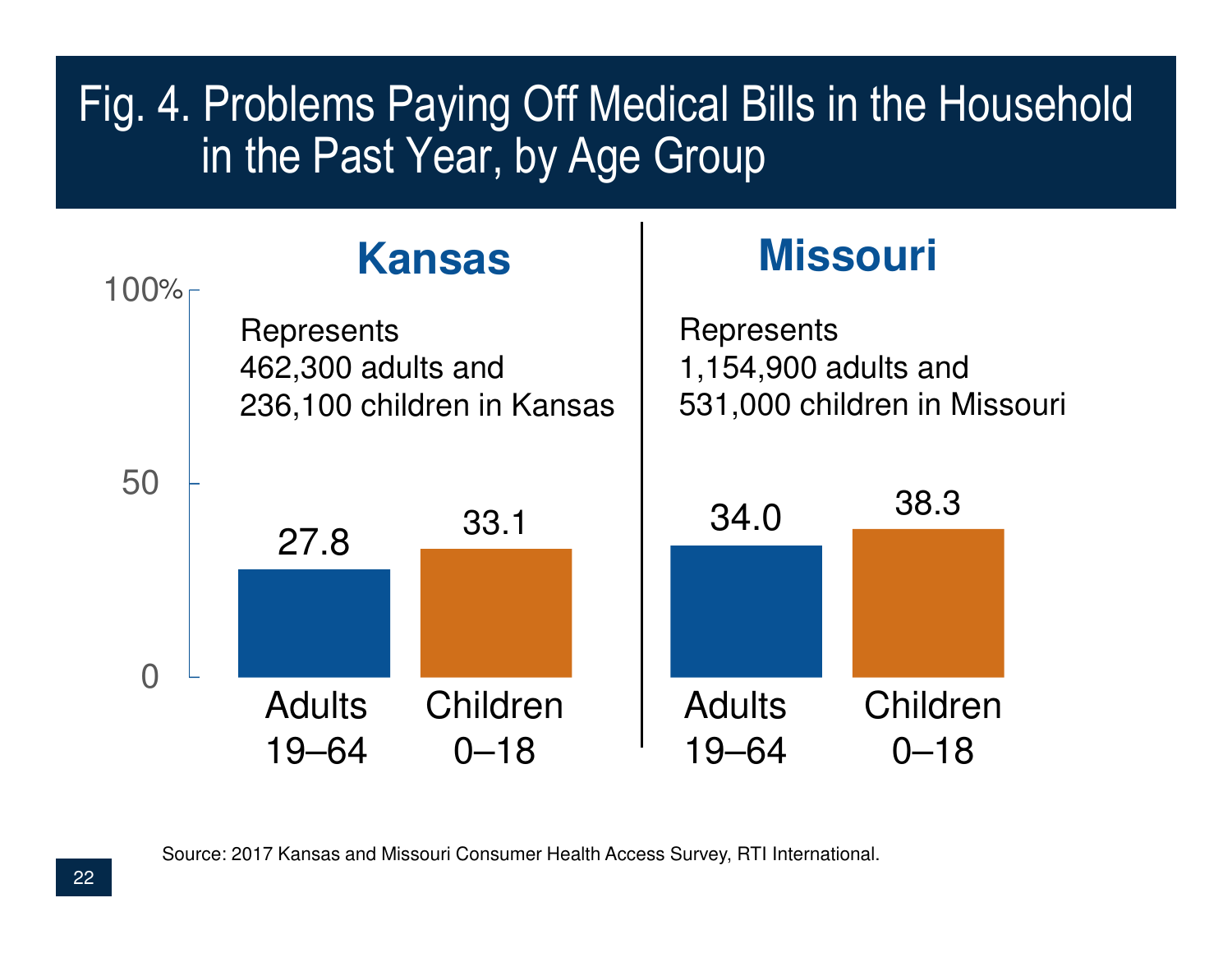# Fig. 4. Problems Paying Off Medical Bills in the Household in the Past Year, by Age Group

## Kansas

Represents 462,300 adults and 236,100 children in Kansas

| Age Group | Percent |
|---|---|
| Adults 19–64 | 27.8 |
| Children 0–18 | 33.1 |

## Missouri

Represents 1,154,900 adults and 531,000 children in Missouri

| Age Group | Percent |
|---|---|
| Adults 19–64 | 34.0 |
| Children 0–18 | 38.3 |

Source: 2017 Kansas and Missouri Consumer Health Access Survey, RTI International.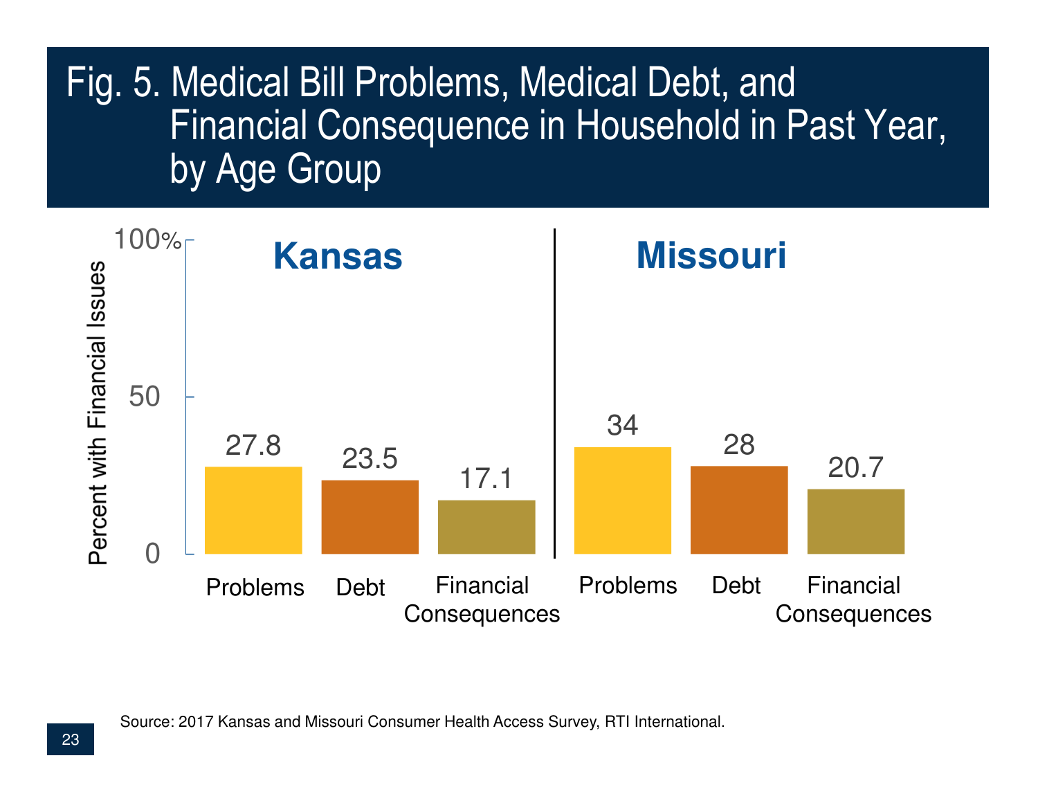# Fig. 5. Medical Bill Problems, Medical Debt, and Financial Consequence in Household in Past Year, by Age Group

Percent with Financial Issues

| | Problems | Debt | Financial Consequences |
|---|---|---|---|
| Kansas | 27.8 | 23.5 | 17.1 |
| Missouri | 34 | 28 | 20.7 |

Source: 2017 Kansas and Missouri Consumer Health Access Survey, RTI International.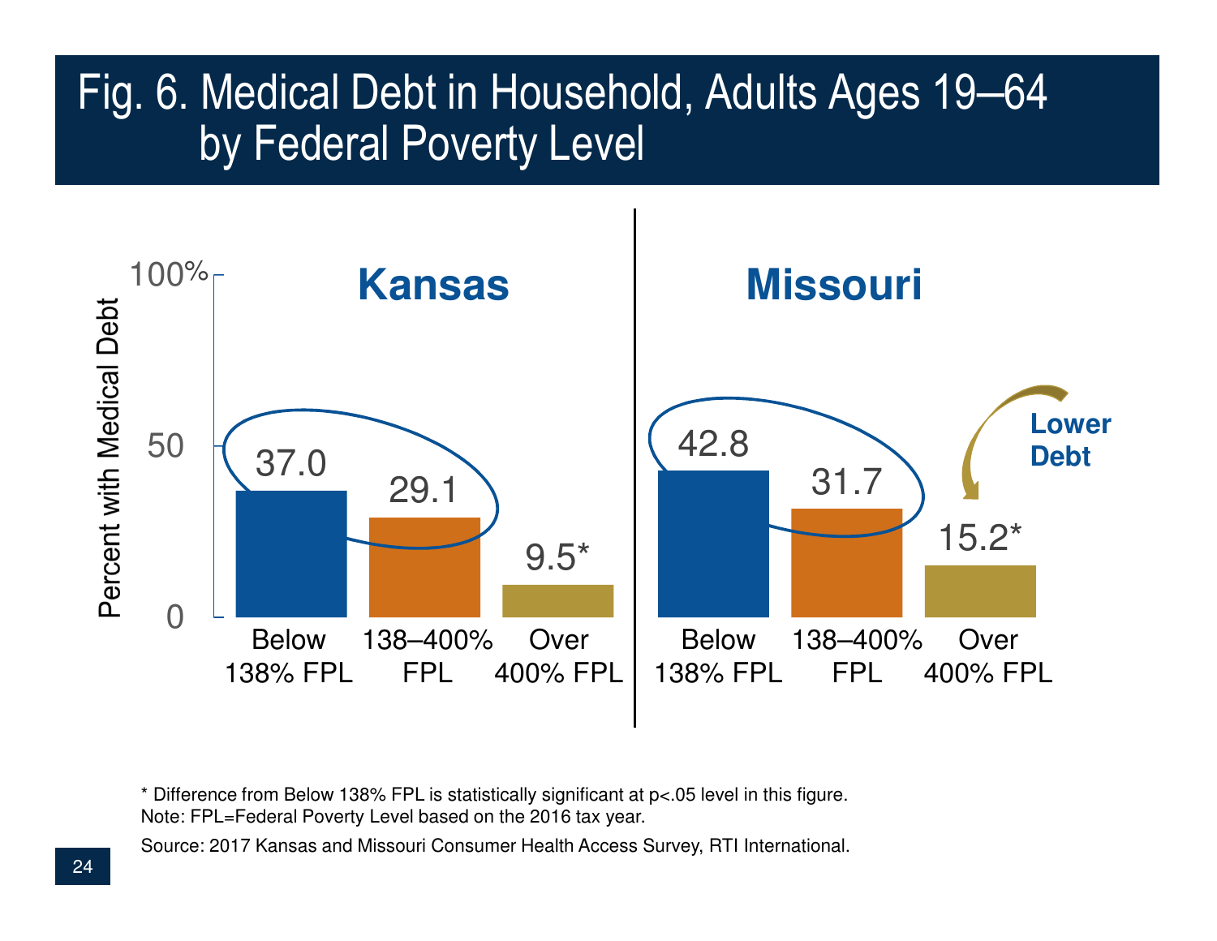# Fig. 6. Medical Debt in Household, Adults Ages 19–64 by Federal Poverty Level

Percent with Medical Debt

| | Below 138% FPL | 138–400% FPL | Over 400% FPL |
|---|---|---|---|
| Kansas | 37.0 | 29.1 | 9.5* |
| Missouri | 42.8 | 31.7 | 15.2* |

Lower Debt

* Difference from Below 138% FPL is statistically significant at p<.05 level in this figure.
Note: FPL=Federal Poverty Level based on the 2016 tax year.

Source: 2017 Kansas and Missouri Consumer Health Access Survey, RTI International.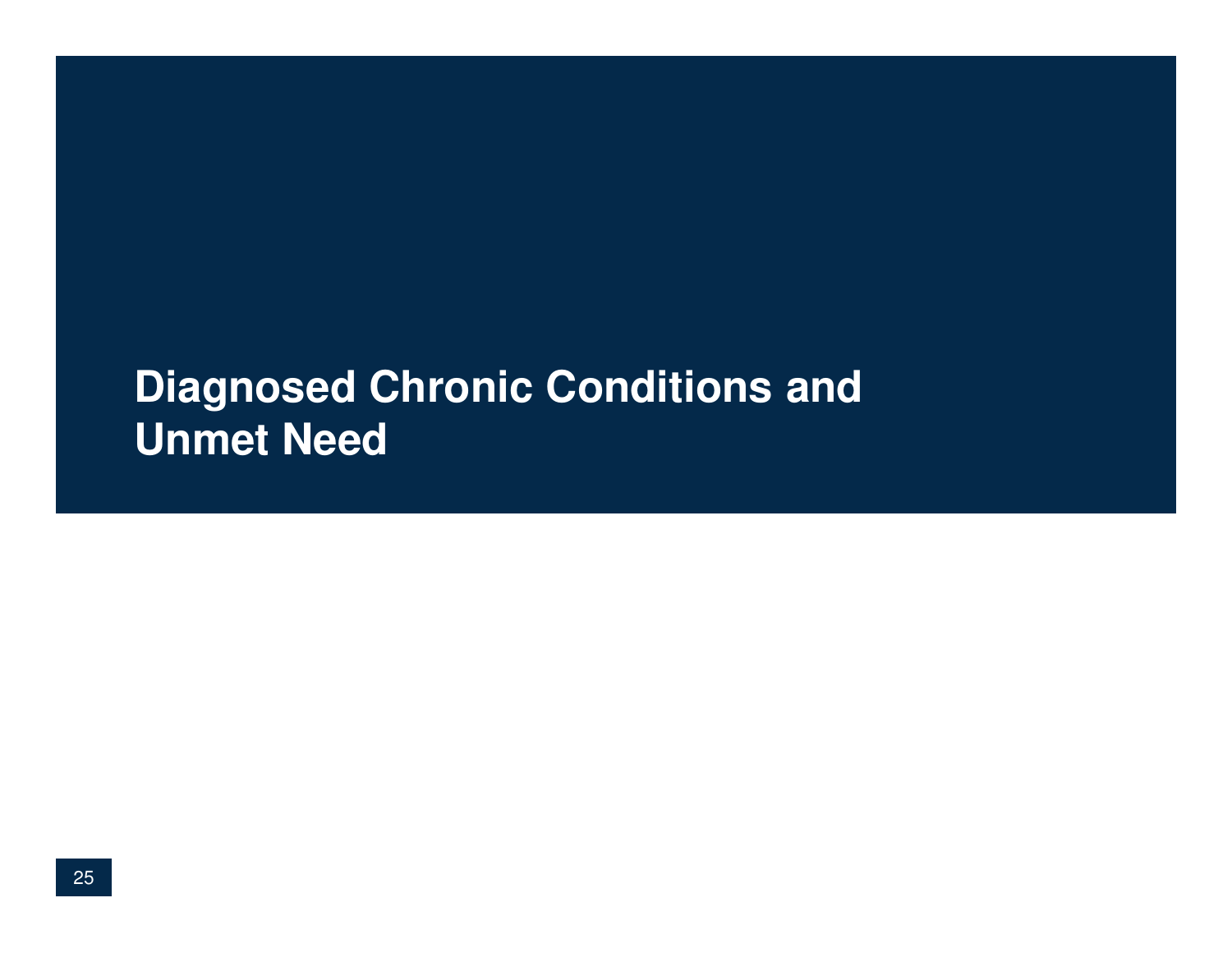# Diagnosed Chronic Conditions and Unmet Need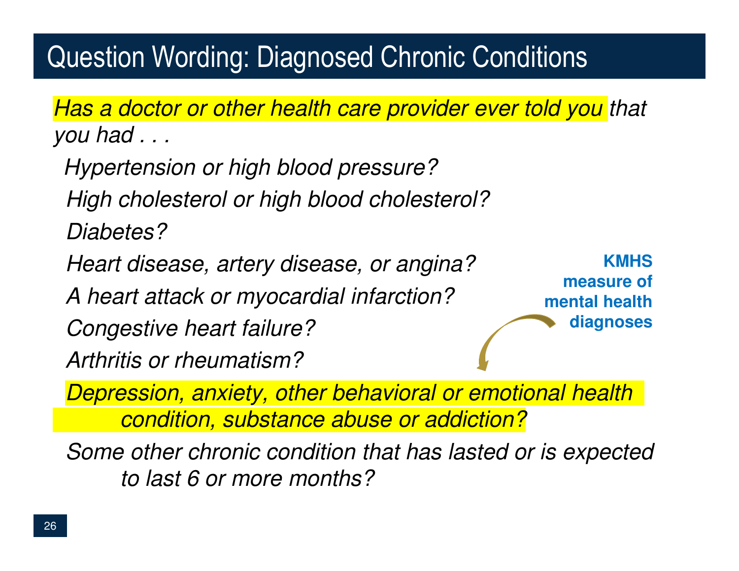# Question Wording: Diagnosed Chronic Conditions

*Has a doctor or other health care provider ever told you that you had . . .*

- *Hypertension or high blood pressure?*
- *High cholesterol or high blood cholesterol?*
- *Diabetes?*
- *Heart disease, artery disease, or angina?*
- *A heart attack or myocardial infarction?*
- *Congestive heart failure?*
- *Arthritis or rheumatism?*
- *Depression, anxiety, other behavioral or emotional health condition, substance abuse or addiction?*
- *Some other chronic condition that has lasted or is expected to last 6 or more months?*

**KMHS measure of mental health diagnoses**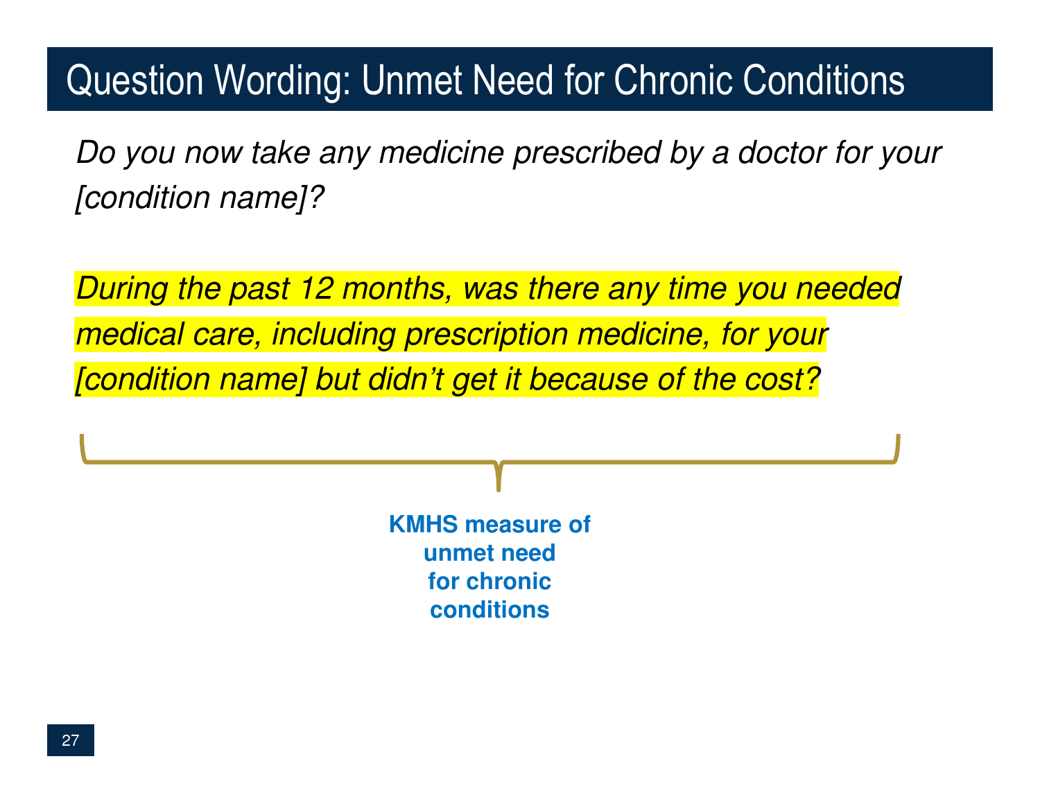# Question Wording: Unmet Need for Chronic Conditions

*Do you now take any medicine prescribed by a doctor for your [condition name]?*

*During the past 12 months, was there any time you needed medical care, including prescription medicine, for your [condition name] but didn't get it because of the cost?*

**KMHS measure of unmet need for chronic conditions**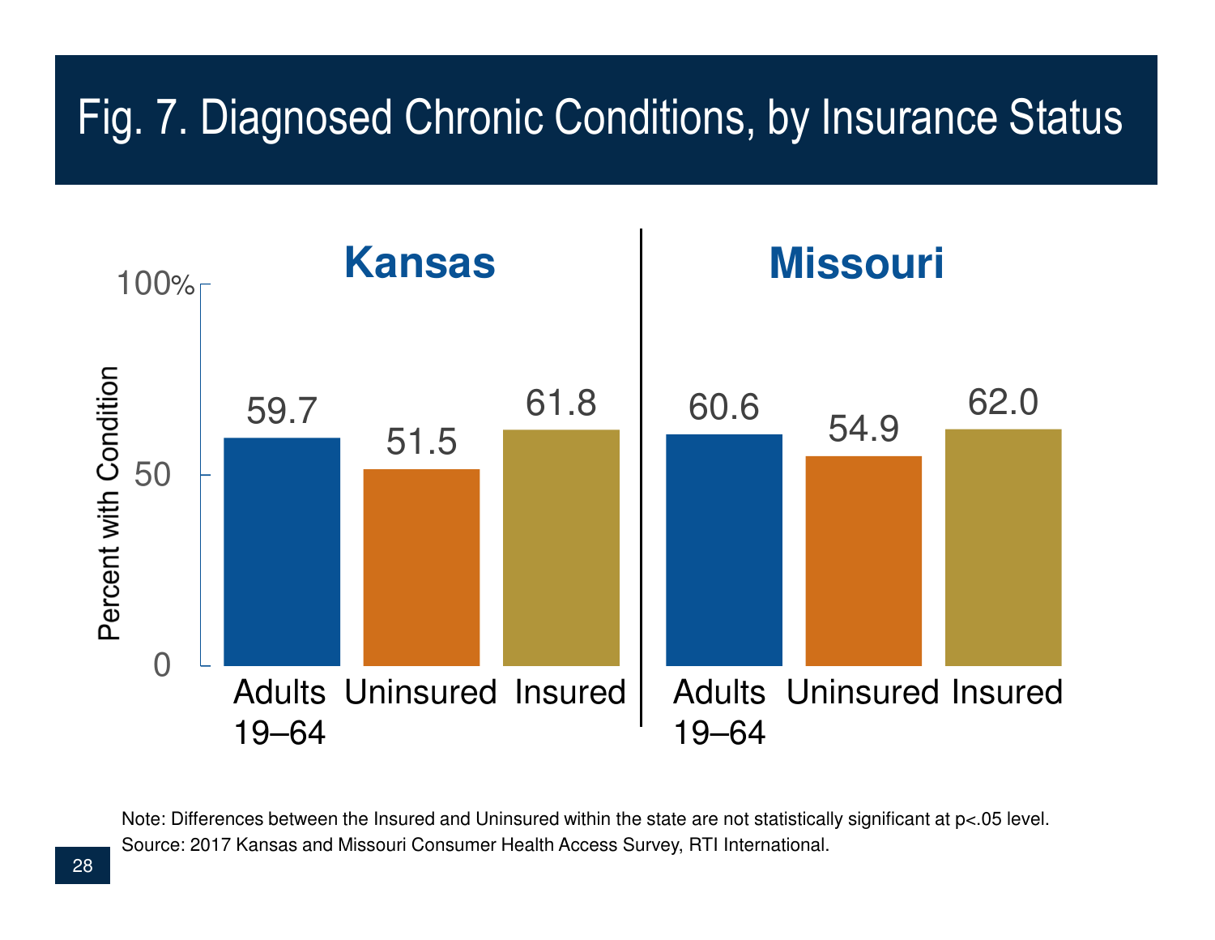# Fig. 7. Diagnosed Chronic Conditions, by Insurance Status

Percent with Condition

| | Adults 19–64 | Uninsured | Insured |
|---|---|---|---|
| Kansas | 59.7 | 51.5 | 61.8 |
| Missouri | 60.6 | 54.9 | 62.0 |

Note: Differences between the Insured and Uninsured within the state are not statistically significant at $p<.05$ level.

Source: 2017 Kansas and Missouri Consumer Health Access Survey, RTI International.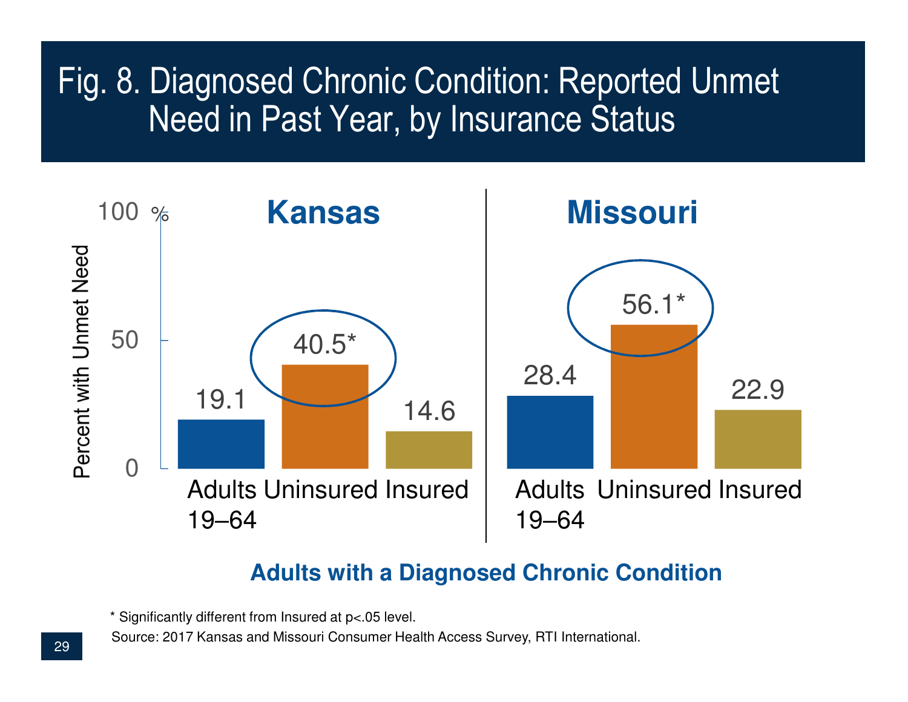# Fig. 8. Diagnosed Chronic Condition: Reported Unmet Need in Past Year, by Insurance Status

Percent with Unmet Need

| | Adults 19–64 | Uninsured | Insured |
| --- | --- | --- | --- |
| Kansas | 19.1 | 40.5* | 14.6 |
| Missouri | 28.4 | 56.1* | 22.9 |

**Adults with a Diagnosed Chronic Condition**

\* Significantly different from Insured at p<.05 level.

Source: 2017 Kansas and Missouri Consumer Health Access Survey, RTI International.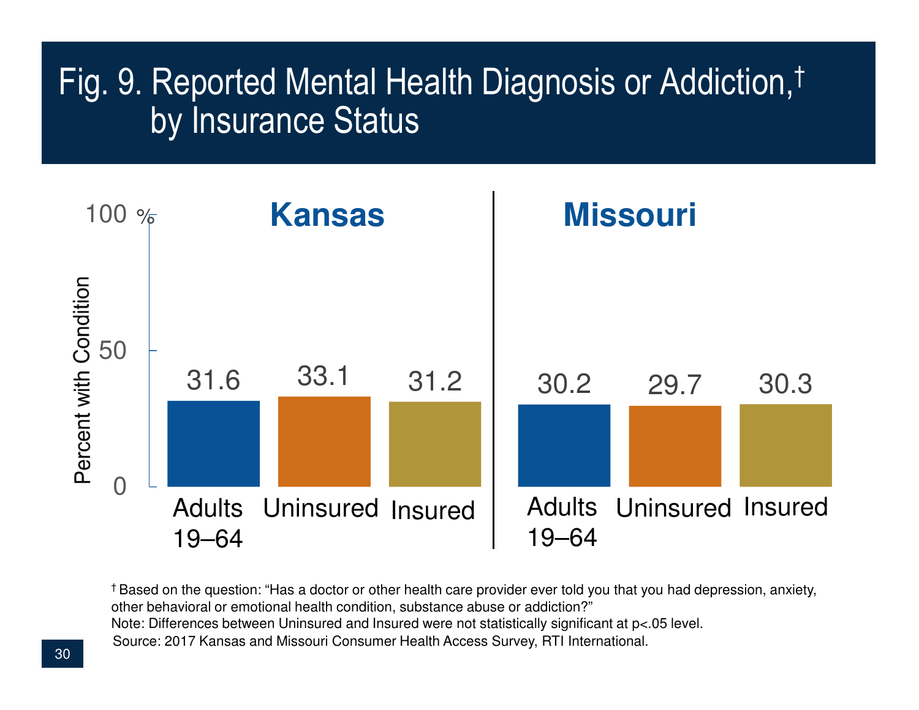# Fig. 9. Reported Mental Health Diagnosis or Addiction,† by Insurance Status

Percent with Condition

| | Adults 19–64 | Uninsured | Insured |
|---|---|---|---|
| Kansas | 31.6 | 33.1 | 31.2 |
| Missouri | 30.2 | 29.7 | 30.3 |

† Based on the question: "Has a doctor or other health care provider ever told you that you had depression, anxiety, other behavioral or emotional health condition, substance abuse or addiction?"

Note: Differences between Uninsured and Insured were not statistically significant at p<.05 level.

Source: 2017 Kansas and Missouri Consumer Health Access Survey, RTI International.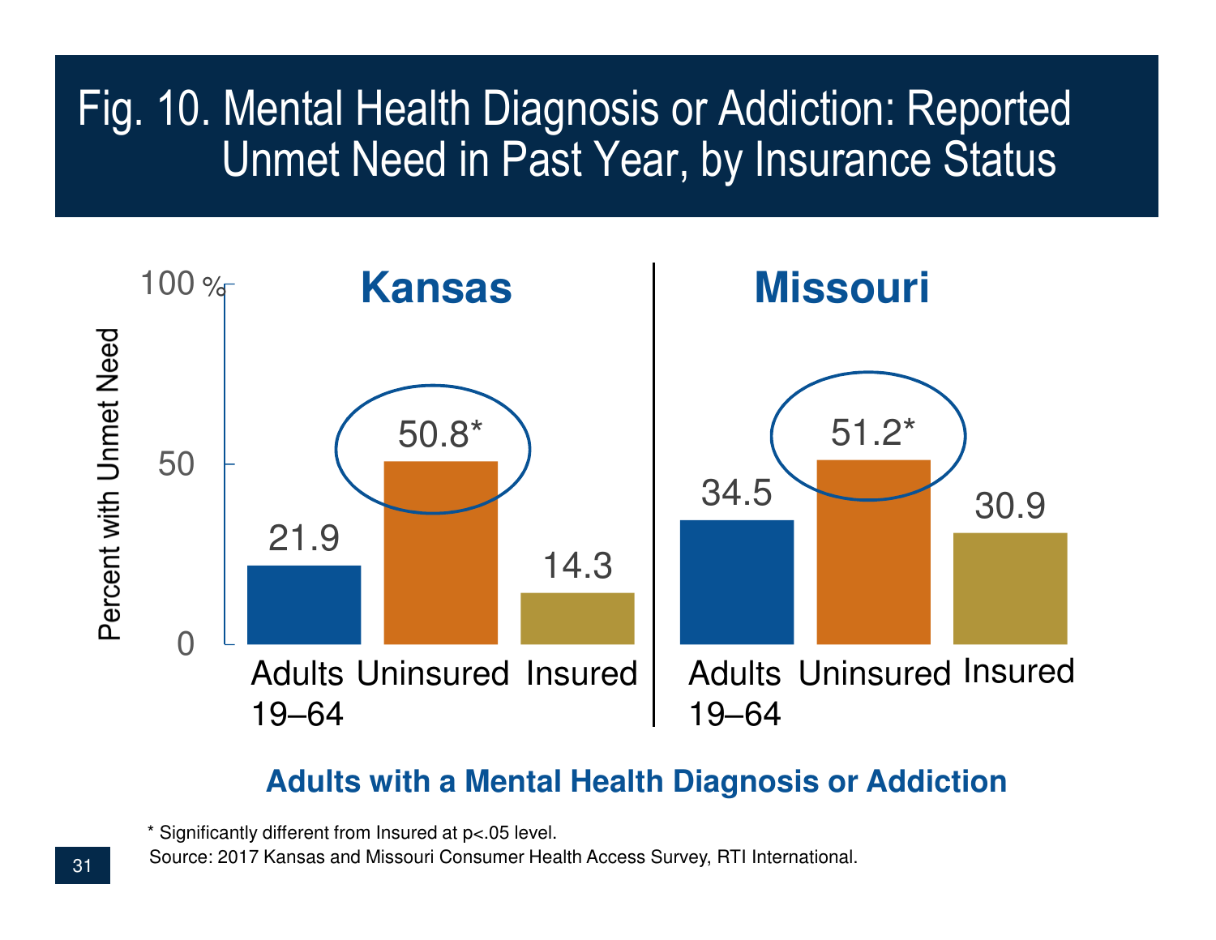# Fig. 10. Mental Health Diagnosis or Addiction: Reported Unmet Need in Past Year, by Insurance Status

Percent with Unmet Need

| | Adults 19–64 | Uninsured | Insured |
|---|---|---|---|
| Kansas | 21.9 | 50.8* | 14.3 |
| Missouri | 34.5 | 51.2* | 30.9 |

**Adults with a Mental Health Diagnosis or Addiction**

* Significantly different from Insured at p<.05 level.

Source: 2017 Kansas and Missouri Consumer Health Access Survey, RTI International.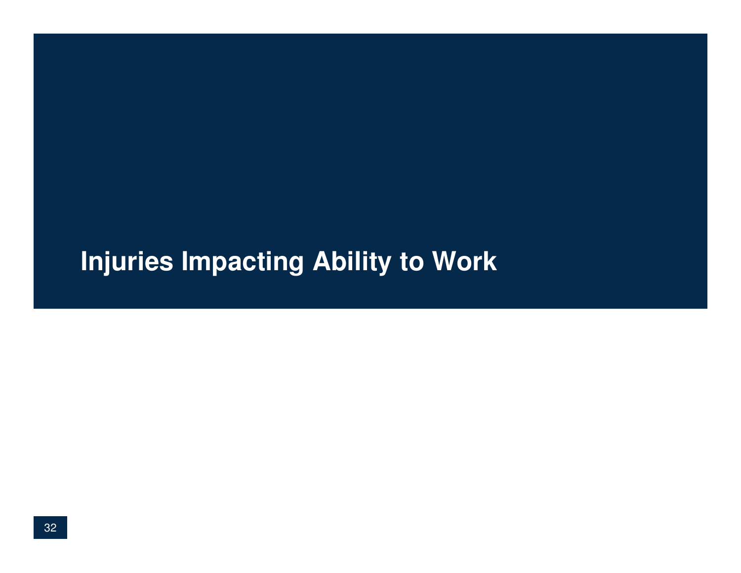# Injuries Impacting Ability to Work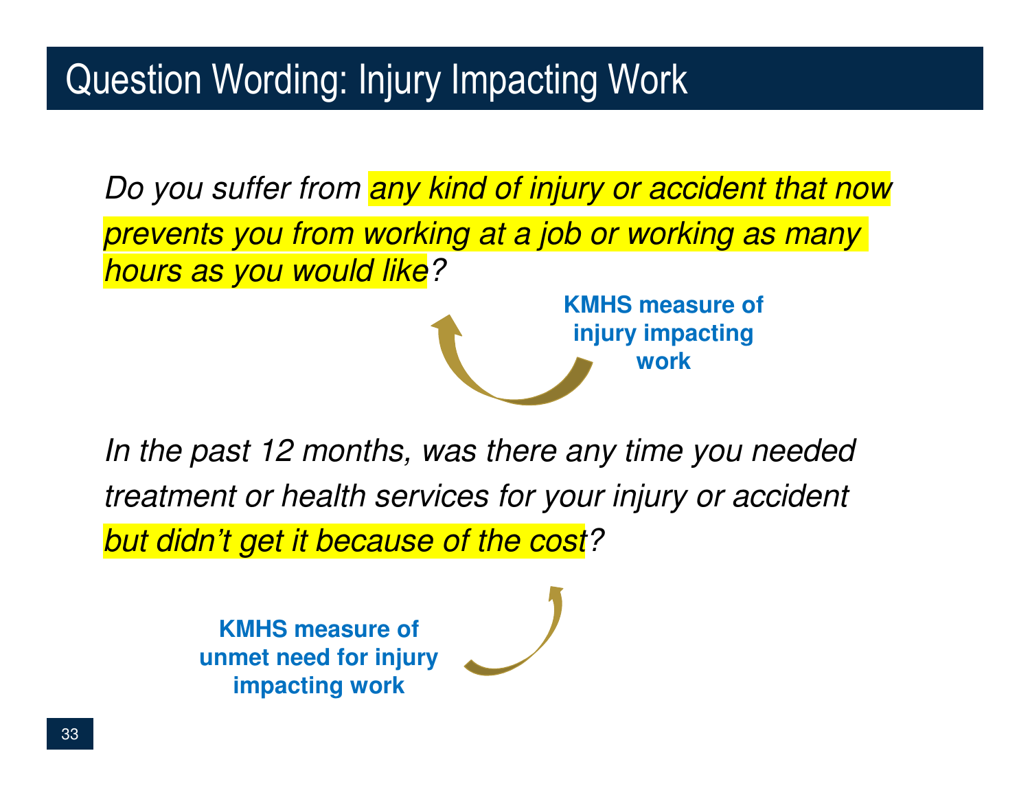# Question Wording: Injury Impacting Work

*Do you suffer from any kind of injury or accident that now prevents you from working at a job or working as many hours as you would like?*

**KMHS measure of injury impacting work**

*In the past 12 months, was there any time you needed treatment or health services for your injury or accident but didn't get it because of the cost?*

**KMHS measure of unmet need for injury impacting work**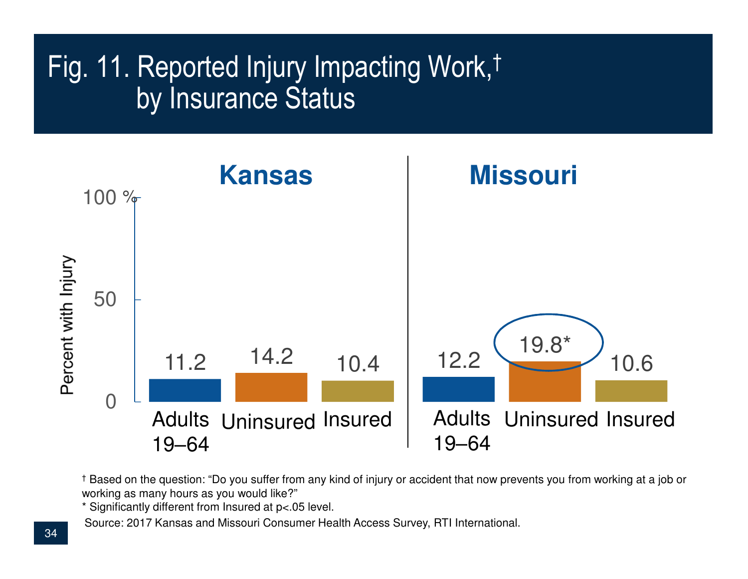# Fig. 11. Reported Injury Impacting Work,† by Insurance Status

Percent with Injury

| | Adults 19–64 | Uninsured | Insured |
|---|---|---|---|
| Kansas | 11.2 | 14.2 | 10.4 |
| Missouri | 12.2 | 19.8* | 10.6 |

† Based on the question: "Do you suffer from any kind of injury or accident that now prevents you from working at a job or working as many hours as you would like?"

* Significantly different from Insured at $p<.05$ level.

Source: 2017 Kansas and Missouri Consumer Health Access Survey, RTI International.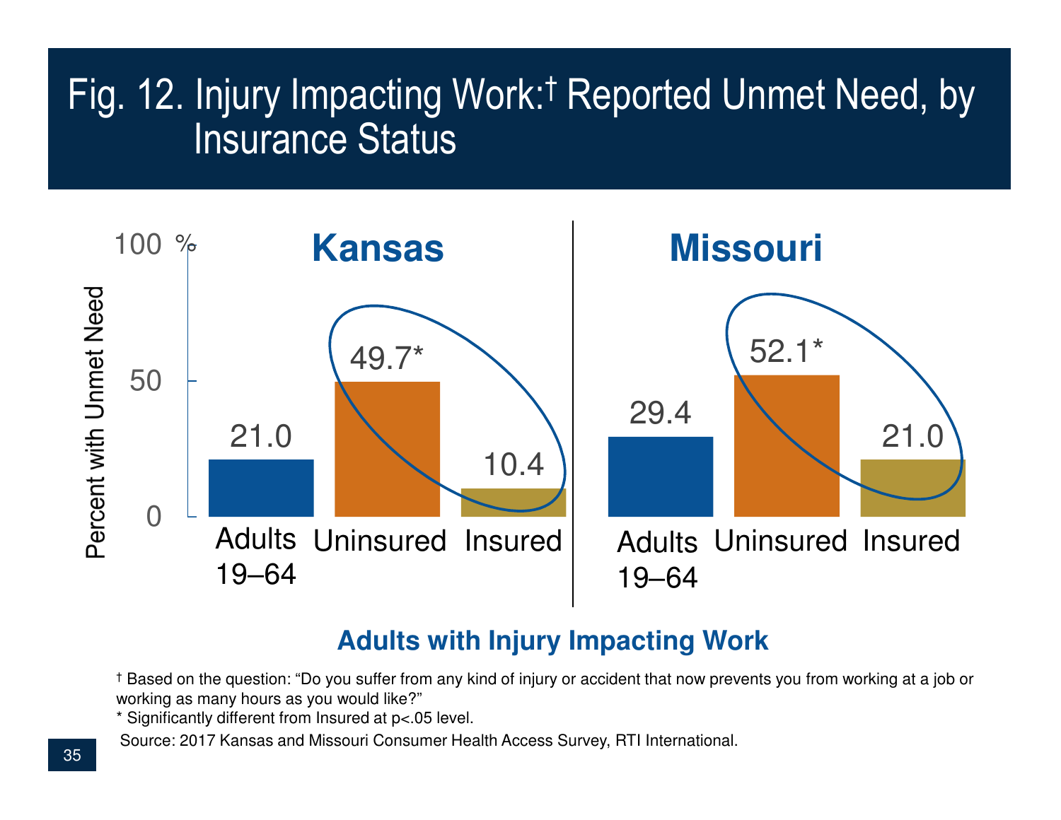# Fig. 12. Injury Impacting Work:† Reported Unmet Need, by Insurance Status

Percent with Unmet Need (%)

| | Kansas | Missouri |
|---|---|---|
| Adults 19–64 | 21.0 | 29.4 |
| Uninsured | 49.7* | 52.1* |
| Insured | 10.4 | 21.0 |

**Adults with Injury Impacting Work**

† Based on the question: "Do you suffer from any kind of injury or accident that now prevents you from working at a job or working as many hours as you would like?"

\* Significantly different from Insured at p<.05 level.

Source: 2017 Kansas and Missouri Consumer Health Access Survey, RTI International.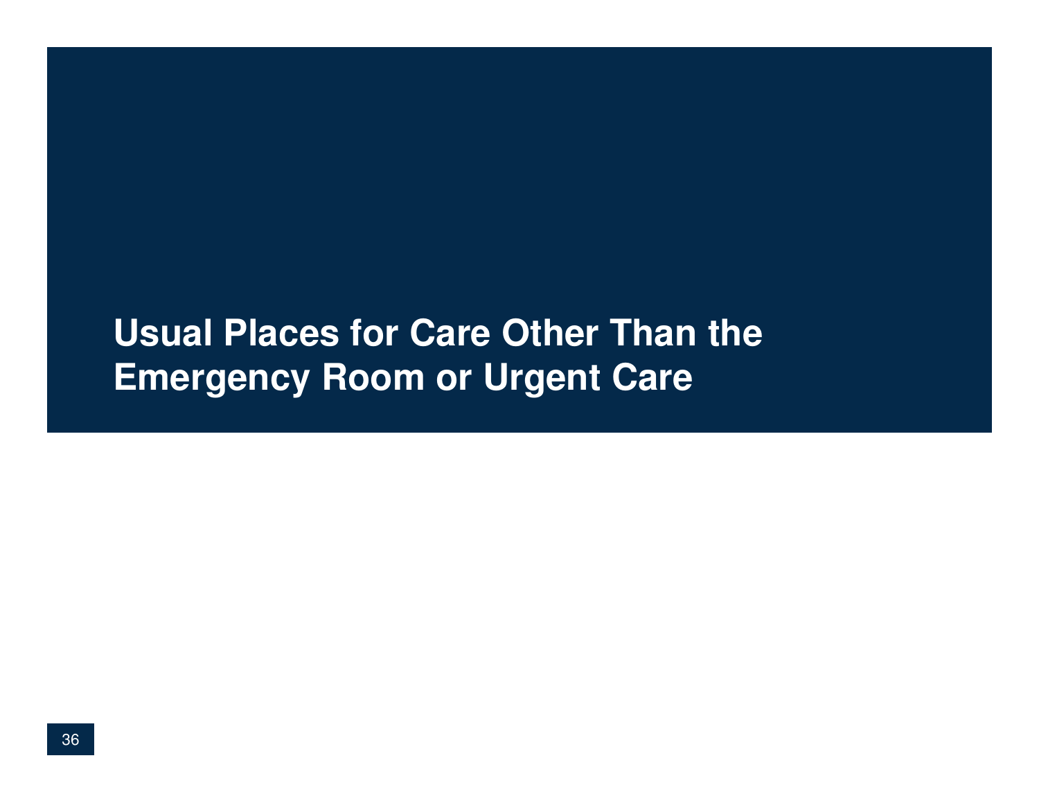# Usual Places for Care Other Than the Emergency Room or Urgent Care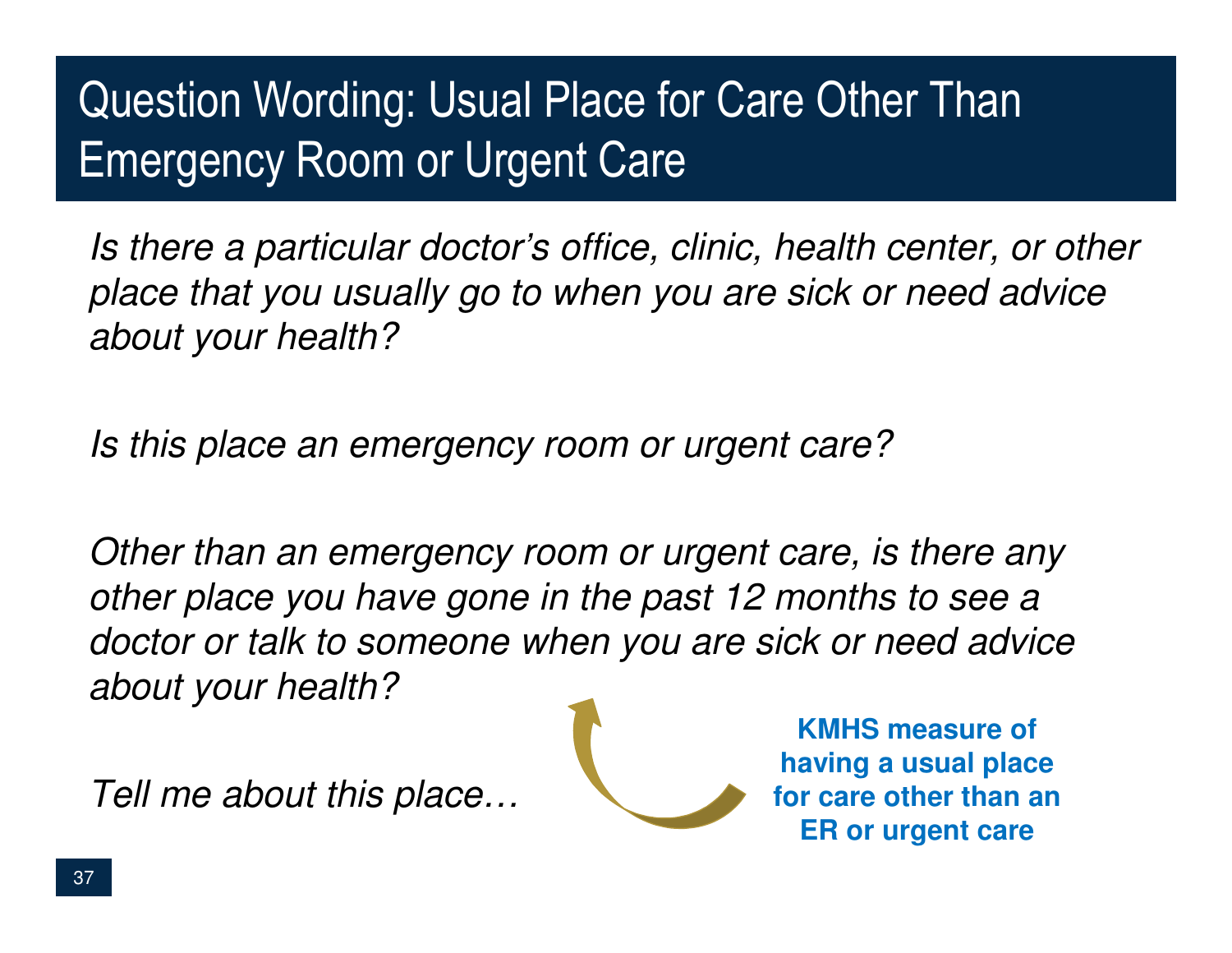# Question Wording: Usual Place for Care Other Than Emergency Room or Urgent Care

*Is there a particular doctor's office, clinic, health center, or other place that you usually go to when you are sick or need advice about your health?*

*Is this place an emergency room or urgent care?*

*Other than an emergency room or urgent care, is there any other place you have gone in the past 12 months to see a doctor or talk to someone when you are sick or need advice about your health?*

*Tell me about this place…*

**KMHS measure of having a usual place for care other than an ER or urgent care**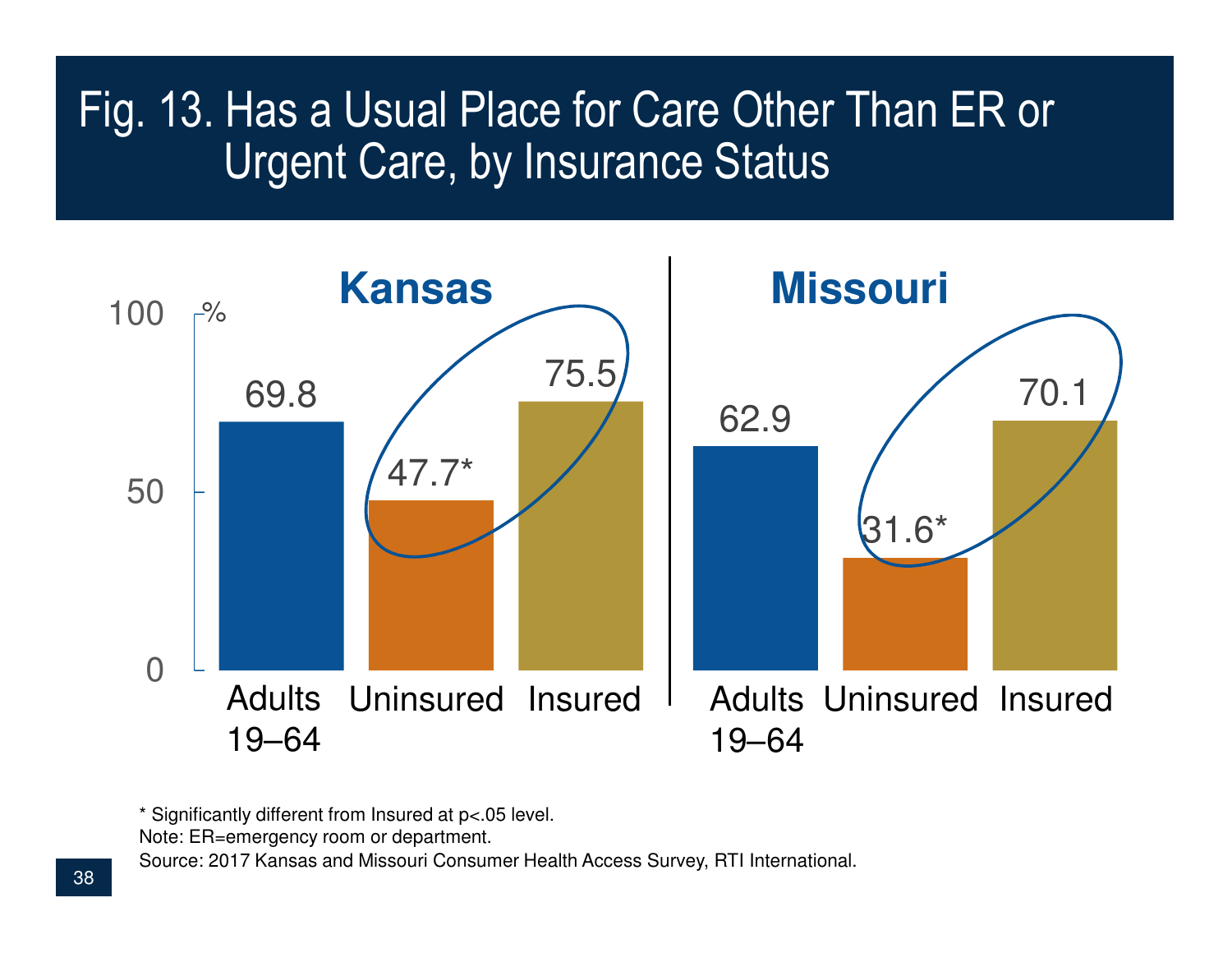# Fig. 13. Has a Usual Place for Care Other Than ER or Urgent Care, by Insurance Status

| | Adults 19–64 | Uninsured | Insured |
|---|---|---|---|
| Kansas | 69.8 | 47.7* | 75.5 |
| Missouri | 62.9 | 31.6* | 70.1 |

* Significantly different from Insured at p<.05 level.

Note: ER=emergency room or department.

Source: 2017 Kansas and Missouri Consumer Health Access Survey, RTI International.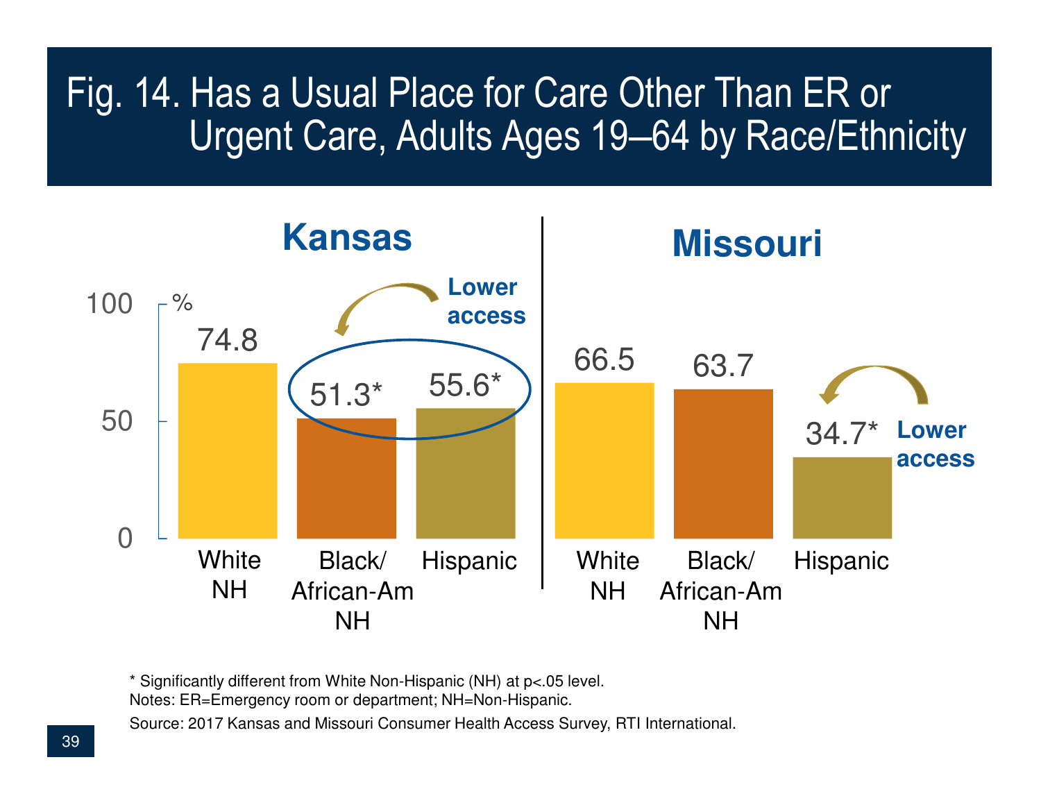# Fig. 14. Has a Usual Place for Care Other Than ER or Urgent Care, Adults Ages 19–64 by Race/Ethnicity

| | Kansas (%) | Missouri (%) |
|---|---|---|
| White NH | 74.8 | 66.5 |
| Black/African-Am NH | 51.3* | 63.7 |
| Hispanic | 55.6* | 34.7* |

Kansas: Lower access (Black/African-Am NH, Hispanic)

Missouri: Lower access (Hispanic)

\* Significantly different from White Non-Hispanic (NH) at p<.05 level.

Notes: ER=Emergency room or department; NH=Non-Hispanic.

Source: 2017 Kansas and Missouri Consumer Health Access Survey, RTI International.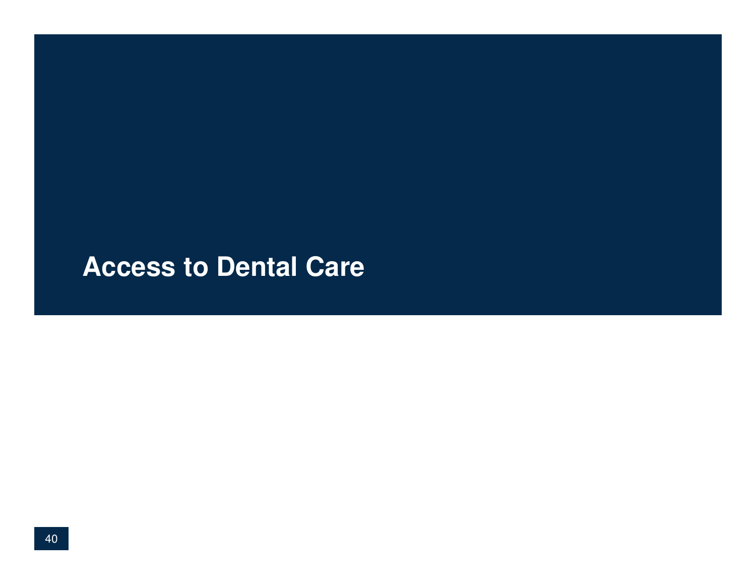# Access to Dental Care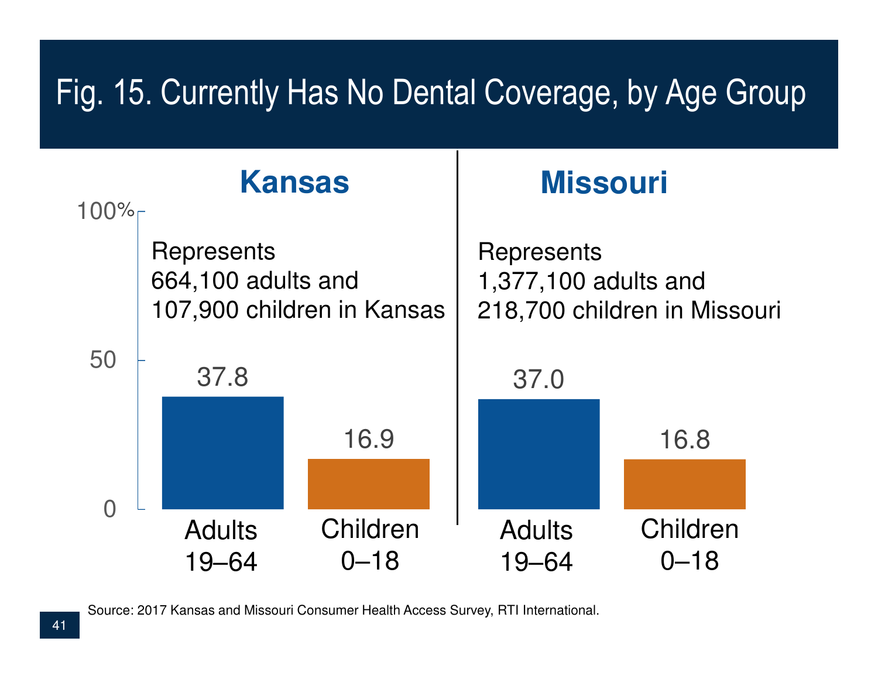# Fig. 15. Currently Has No Dental Coverage, by Age Group

## Kansas

Represents 664,100 adults and 107,900 children in Kansas

| Age Group | Percent |
| --- | --- |
| Adults 19–64 | 37.8 |
| Children 0–18 | 16.9 |

## Missouri

Represents 1,377,100 adults and 218,700 children in Missouri

| Age Group | Percent |
| --- | --- |
| Adults 19–64 | 37.0 |
| Children 0–18 | 16.8 |

Source: 2017 Kansas and Missouri Consumer Health Access Survey, RTI International.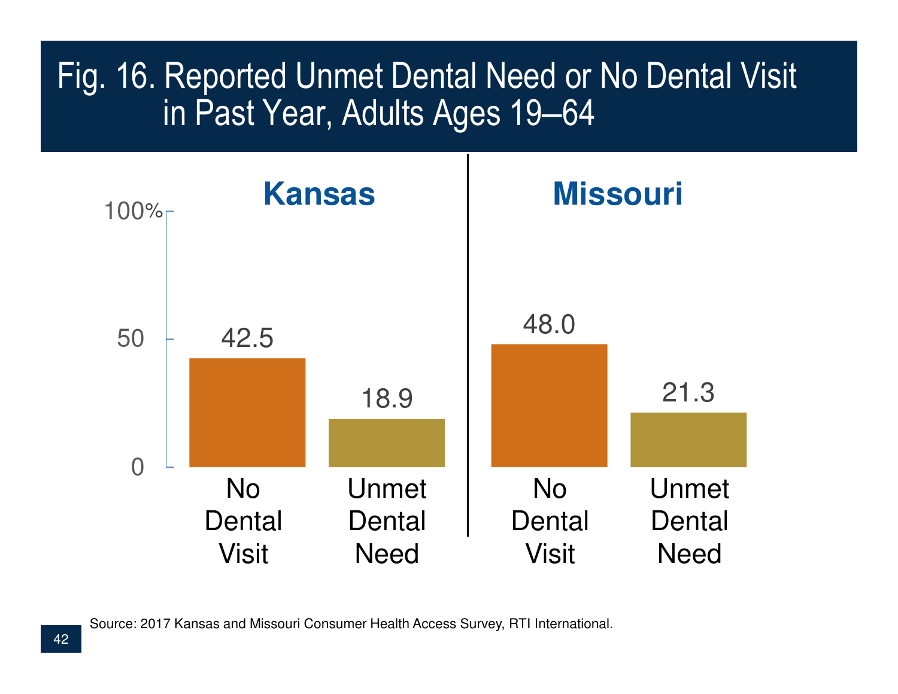# Fig. 16. Reported Unmet Dental Need or No Dental Visit in Past Year, Adults Ages 19–64

| | No Dental Visit | Unmet Dental Need |
|---|---|---|
| Kansas | 42.5 | 18.9 |
| Missouri | 48.0 | 21.3 |

Source: 2017 Kansas and Missouri Consumer Health Access Survey, RTI International.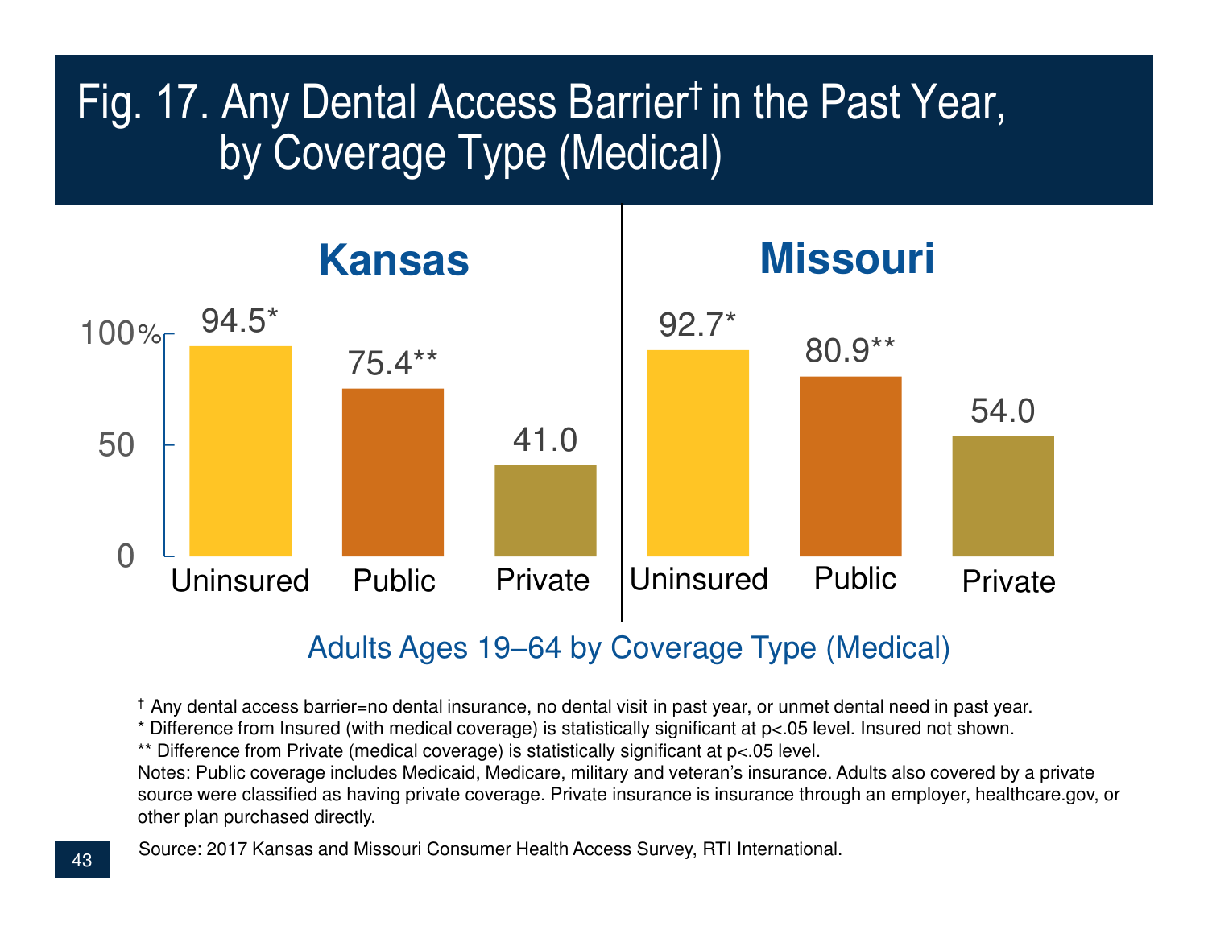# Fig. 17. Any Dental Access Barrier† in the Past Year, by Coverage Type (Medical)

| Adults Ages 19–64 by Coverage Type (Medical) | Uninsured | Public | Private |
|---|---|---|---|
| Kansas | 94.5* | 75.4** | 41.0 |
| Missouri | 92.7* | 80.9** | 54.0 |

† Any dental access barrier=no dental insurance, no dental visit in past year, or unmet dental need in past year.

* Difference from Insured (with medical coverage) is statistically significant at p<.05 level. Insured not shown.

** Difference from Private (medical coverage) is statistically significant at p<.05 level.

Notes: Public coverage includes Medicaid, Medicare, military and veteran's insurance. Adults also covered by a private source were classified as having private coverage. Private insurance is insurance through an employer, healthcare.gov, or other plan purchased directly.

Source: 2017 Kansas and Missouri Consumer Health Access Survey, RTI International.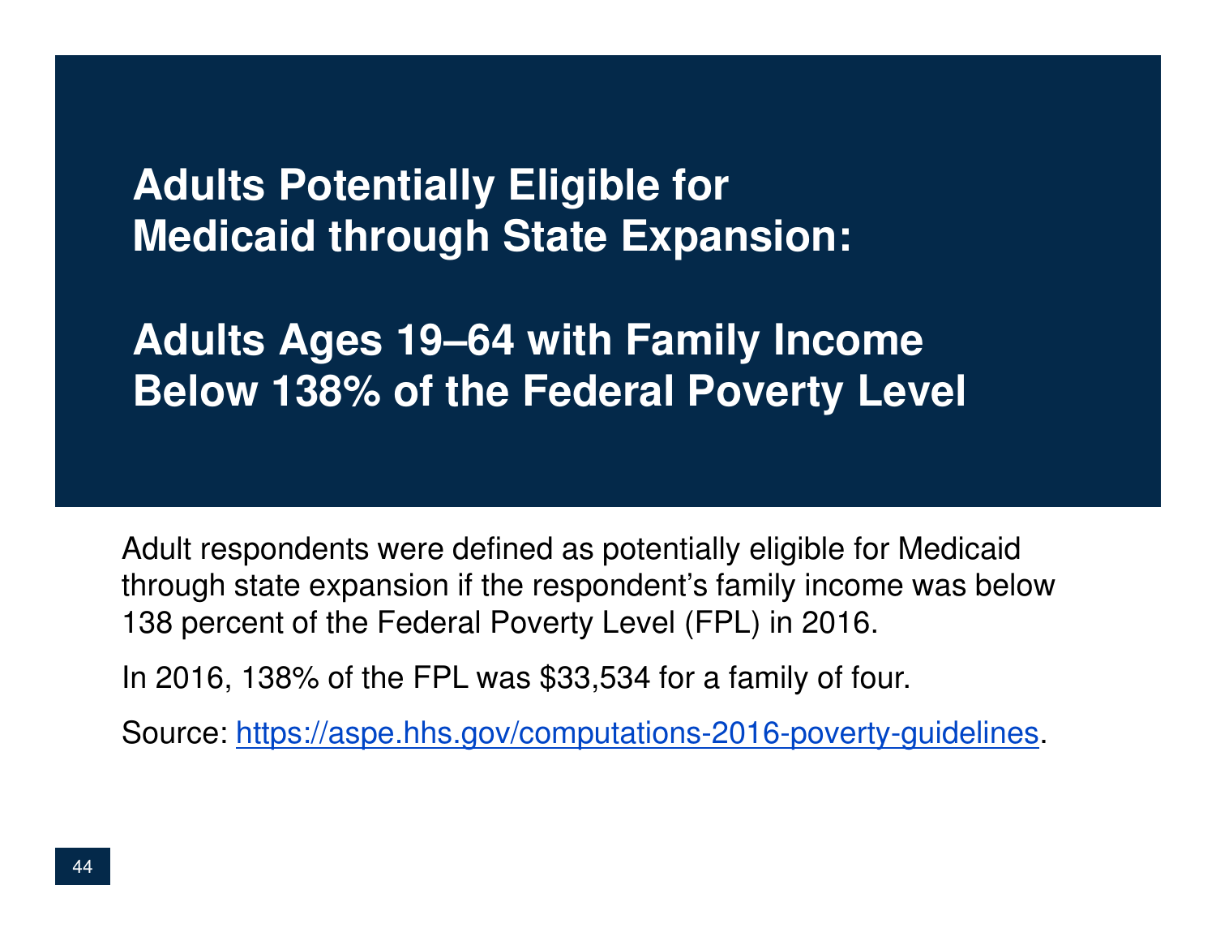# Adults Potentially Eligible for Medicaid through State Expansion:

# Adults Ages 19–64 with Family Income Below 138% of the Federal Poverty Level

Adult respondents were defined as potentially eligible for Medicaid through state expansion if the respondent's family income was below 138 percent of the Federal Poverty Level (FPL) in 2016.

In 2016, 138% of the FPL was $33,534 for a family of four.

Source: https://aspe.hhs.gov/computations-2016-poverty-guidelines.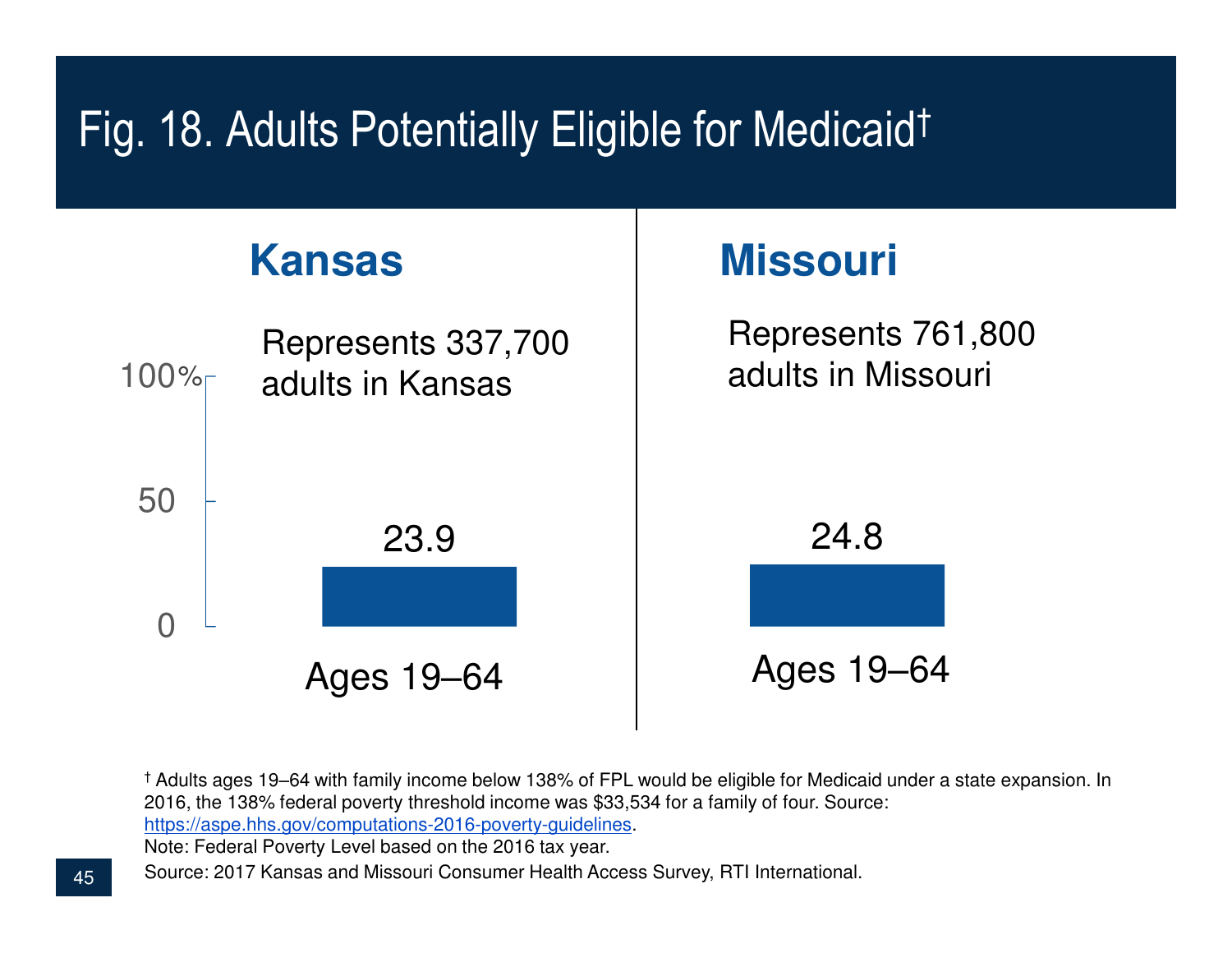# Fig. 18. Adults Potentially Eligible for Medicaid†

## Kansas

Represents 337,700 adults in Kansas

| | Percent |
|---|---|
| Ages 19–64 | 23.9 |

## Missouri

Represents 761,800 adults in Missouri

| | Percent |
|---|---|
| Ages 19–64 | 24.8 |

† Adults ages 19–64 with family income below 138% of FPL would be eligible for Medicaid under a state expansion. In 2016, the 138% federal poverty threshold income was $33,534 for a family of four. Source: https://aspe.hhs.gov/computations-2016-poverty-guidelines.

Note: Federal Poverty Level based on the 2016 tax year.

Source: 2017 Kansas and Missouri Consumer Health Access Survey, RTI International.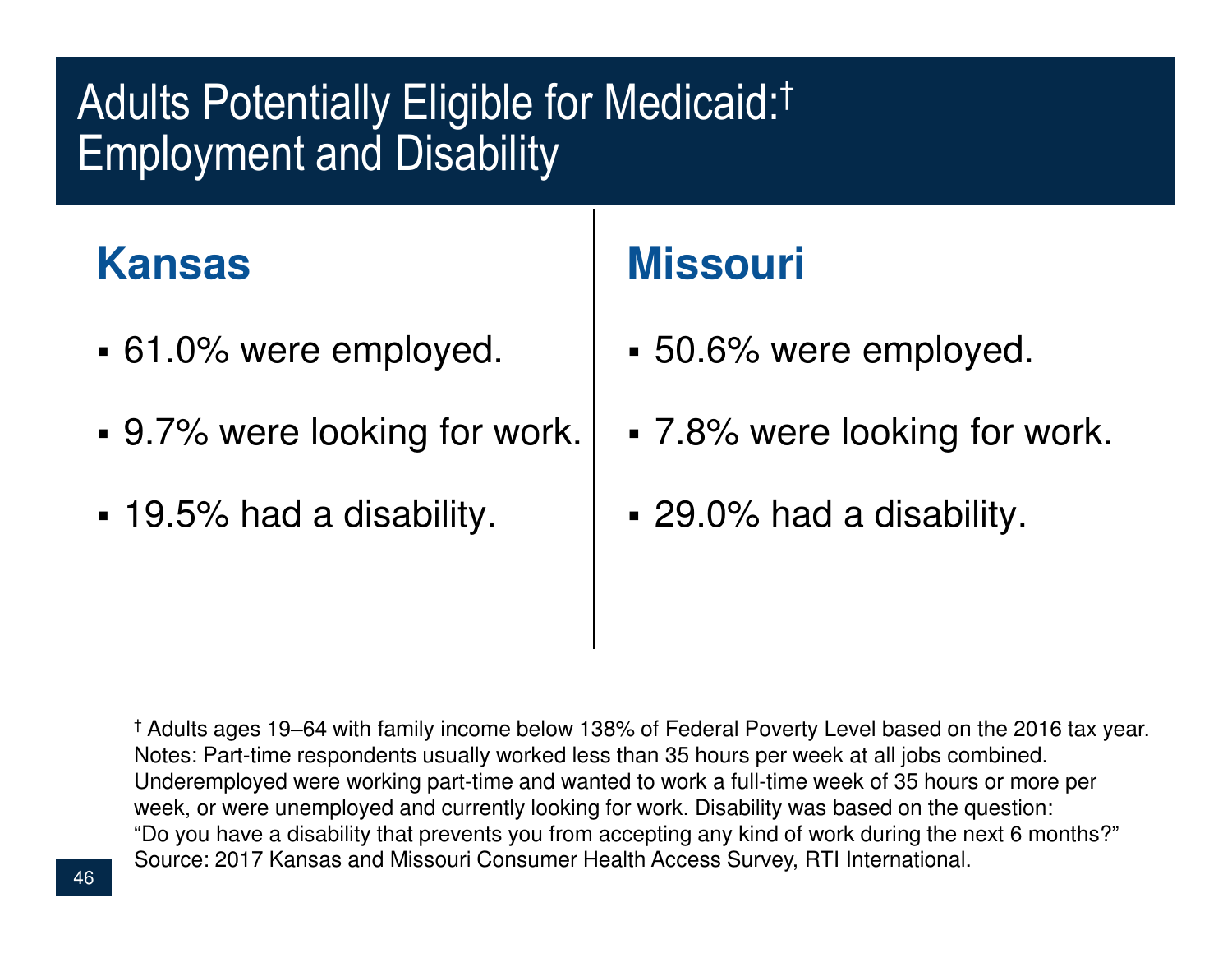# Adults Potentially Eligible for Medicaid:† Employment and Disability

## Kansas

- 61.0% were employed.
- 9.7% were looking for work.
- 19.5% had a disability.

## Missouri

- 50.6% were employed.
- 7.8% were looking for work.
- 29.0% had a disability.

† Adults ages 19–64 with family income below 138% of Federal Poverty Level based on the 2016 tax year.
Notes: Part-time respondents usually worked less than 35 hours per week at all jobs combined. Underemployed were working part-time and wanted to work a full-time week of 35 hours or more per week, or were unemployed and currently looking for work. Disability was based on the question: "Do you have a disability that prevents you from accepting any kind of work during the next 6 months?"
Source: 2017 Kansas and Missouri Consumer Health Access Survey, RTI International.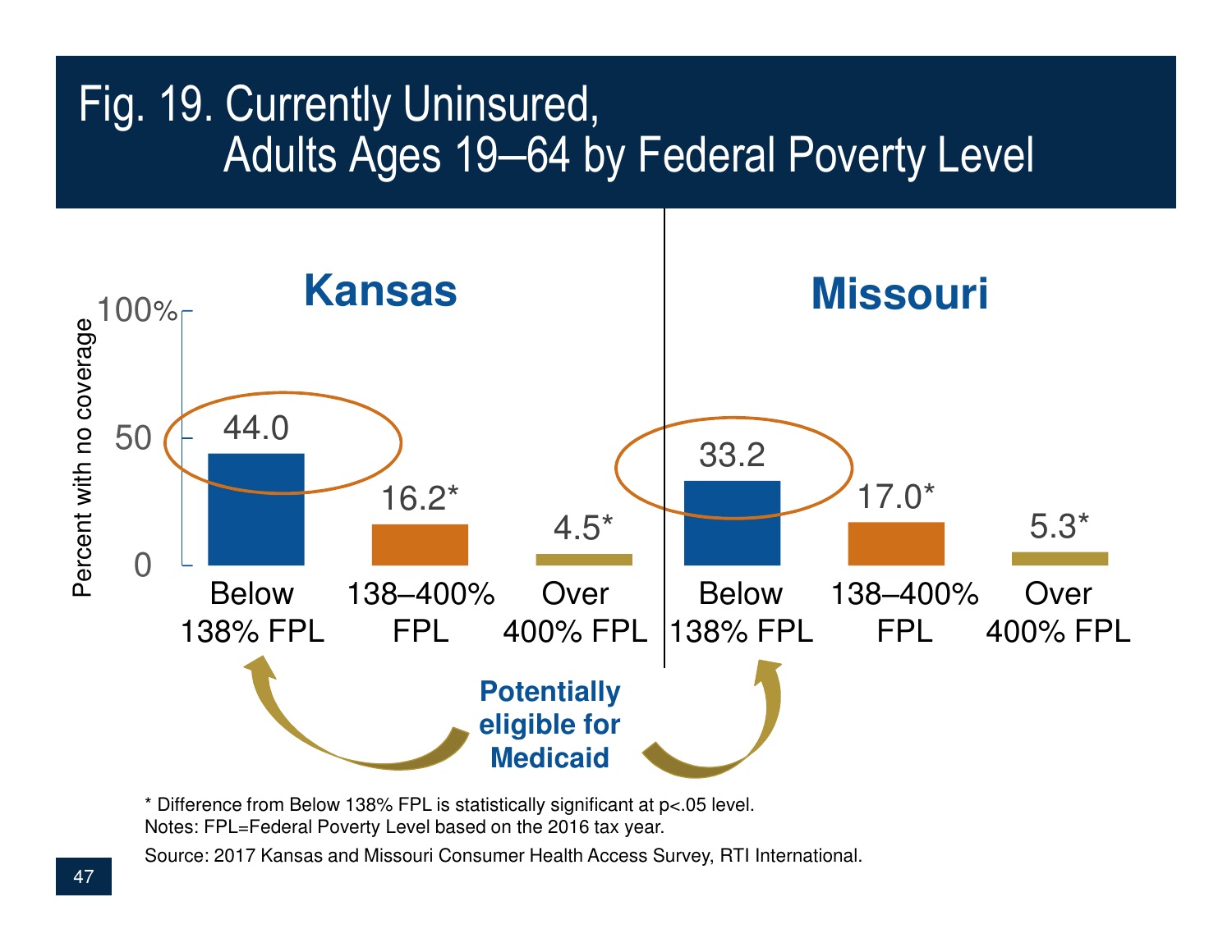# Fig. 19. Currently Uninsured, Adults Ages 19–64 by Federal Poverty Level

Percent with no coverage

| | Below 138% FPL | 138–400% FPL | Over 400% FPL |
|---|---|---|---|
| Kansas | 44.0 | 16.2* | 4.5* |
| Missouri | 33.2 | 17.0* | 5.3* |

**Potentially eligible for Medicaid** (Below 138% FPL)

* Difference from Below 138% FPL is statistically significant at $p<.05$ level.

Notes: FPL=Federal Poverty Level based on the 2016 tax year.

Source: 2017 Kansas and Missouri Consumer Health Access Survey, RTI International.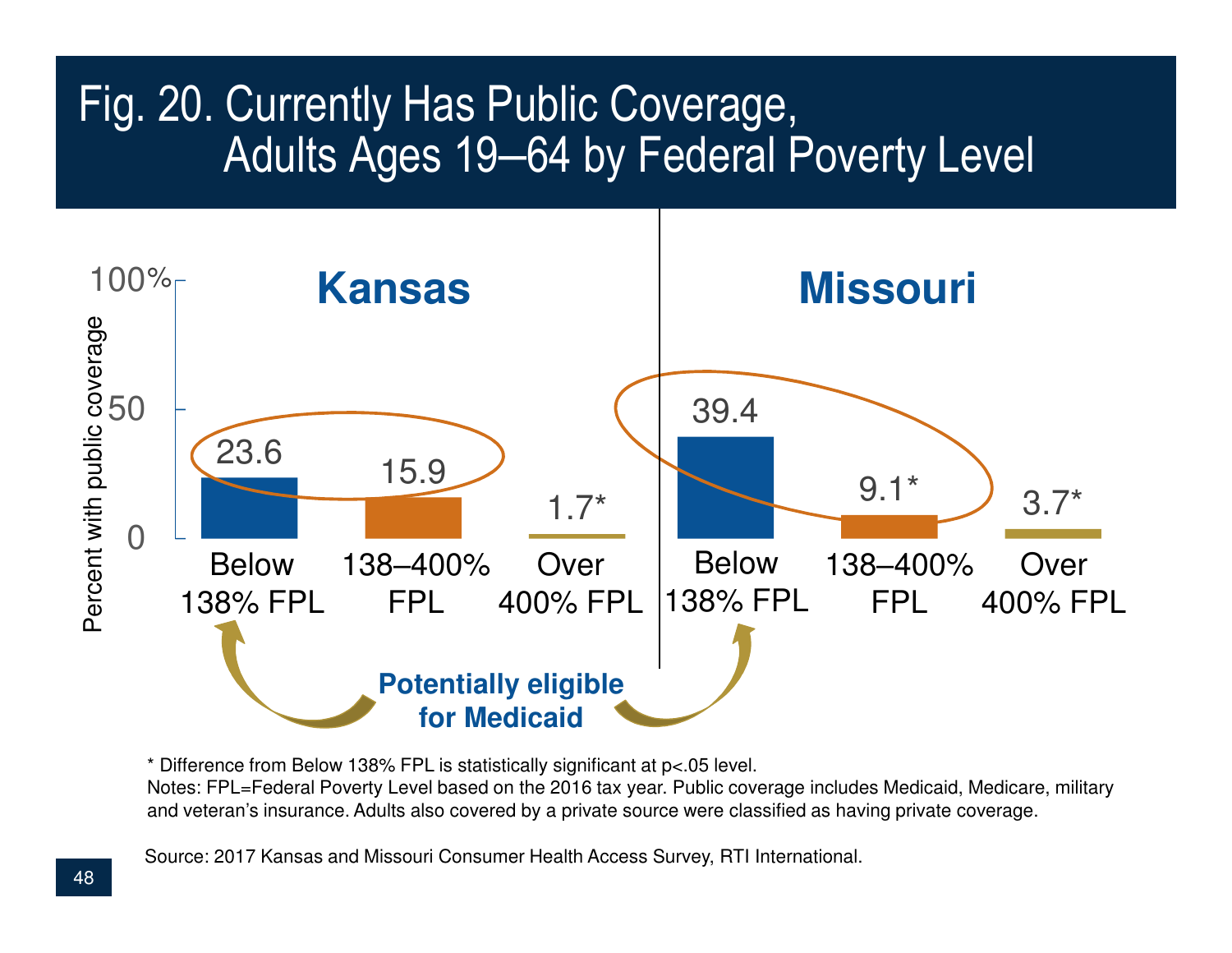# Fig. 20. Currently Has Public Coverage, Adults Ages 19–64 by Federal Poverty Level

Percent with public coverage

| | Below 138% FPL | 138–400% FPL | Over 400% FPL |
|---|---|---|---|
| Kansas | 23.6 | 15.9 | 1.7* |
| Missouri | 39.4 | 9.1* | 3.7* |

**Potentially eligible for Medicaid**

\* Difference from Below 138% FPL is statistically significant at p<.05 level.
Notes: FPL=Federal Poverty Level based on the 2016 tax year. Public coverage includes Medicaid, Medicare, military and veteran's insurance. Adults also covered by a private source were classified as having private coverage.

Source: 2017 Kansas and Missouri Consumer Health Access Survey, RTI International.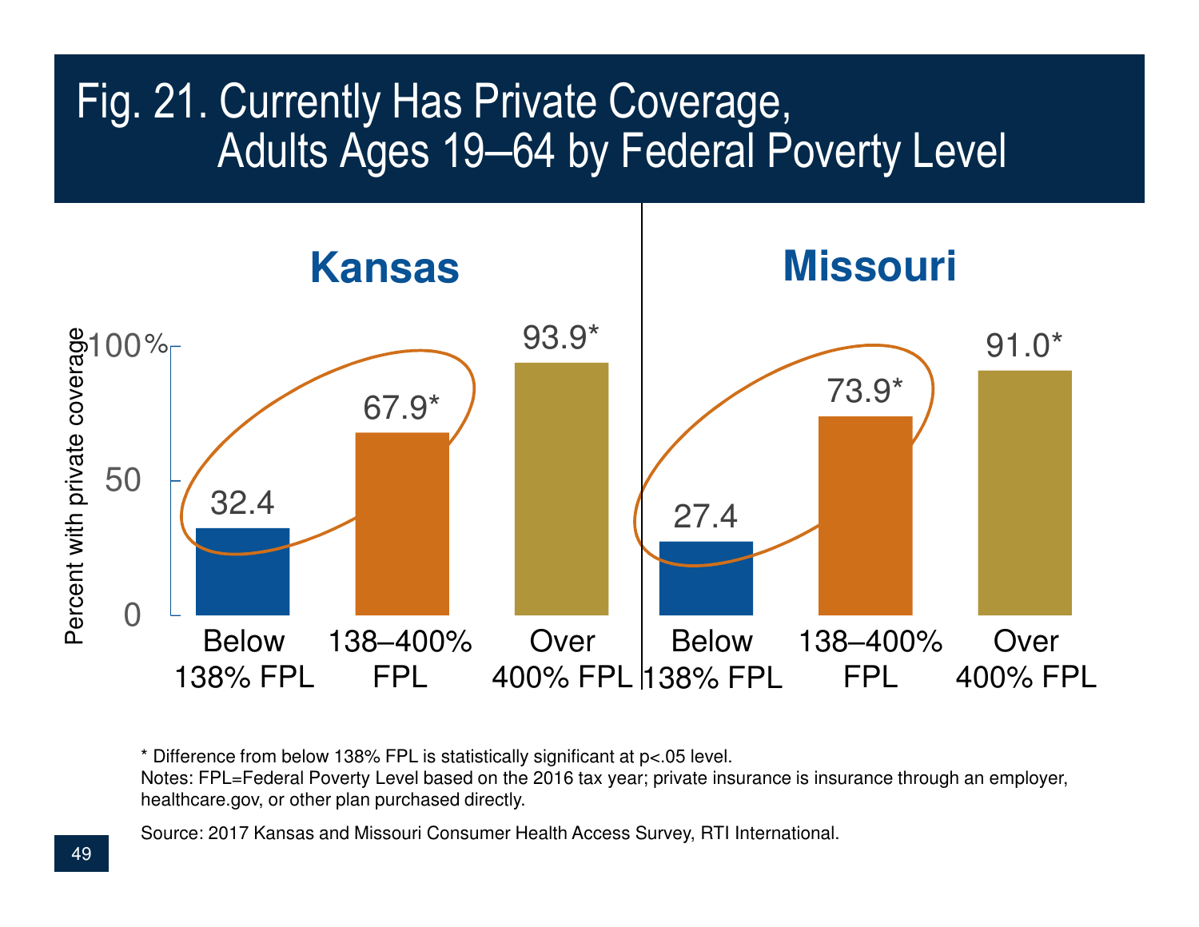# Fig. 21. Currently Has Private Coverage, Adults Ages 19–64 by Federal Poverty Level

Percent with private coverage

| | Below 138% FPL | 138–400% FPL | Over 400% FPL |
|---|---|---|---|
| Kansas | 32.4 | 67.9* | 93.9* |
| Missouri | 27.4 | 73.9* | 91.0* |

\* Difference from below 138% FPL is statistically significant at $p<.05$ level.

Notes: FPL=Federal Poverty Level based on the 2016 tax year; private insurance is insurance through an employer, healthcare.gov, or other plan purchased directly.

Source: 2017 Kansas and Missouri Consumer Health Access Survey, RTI International.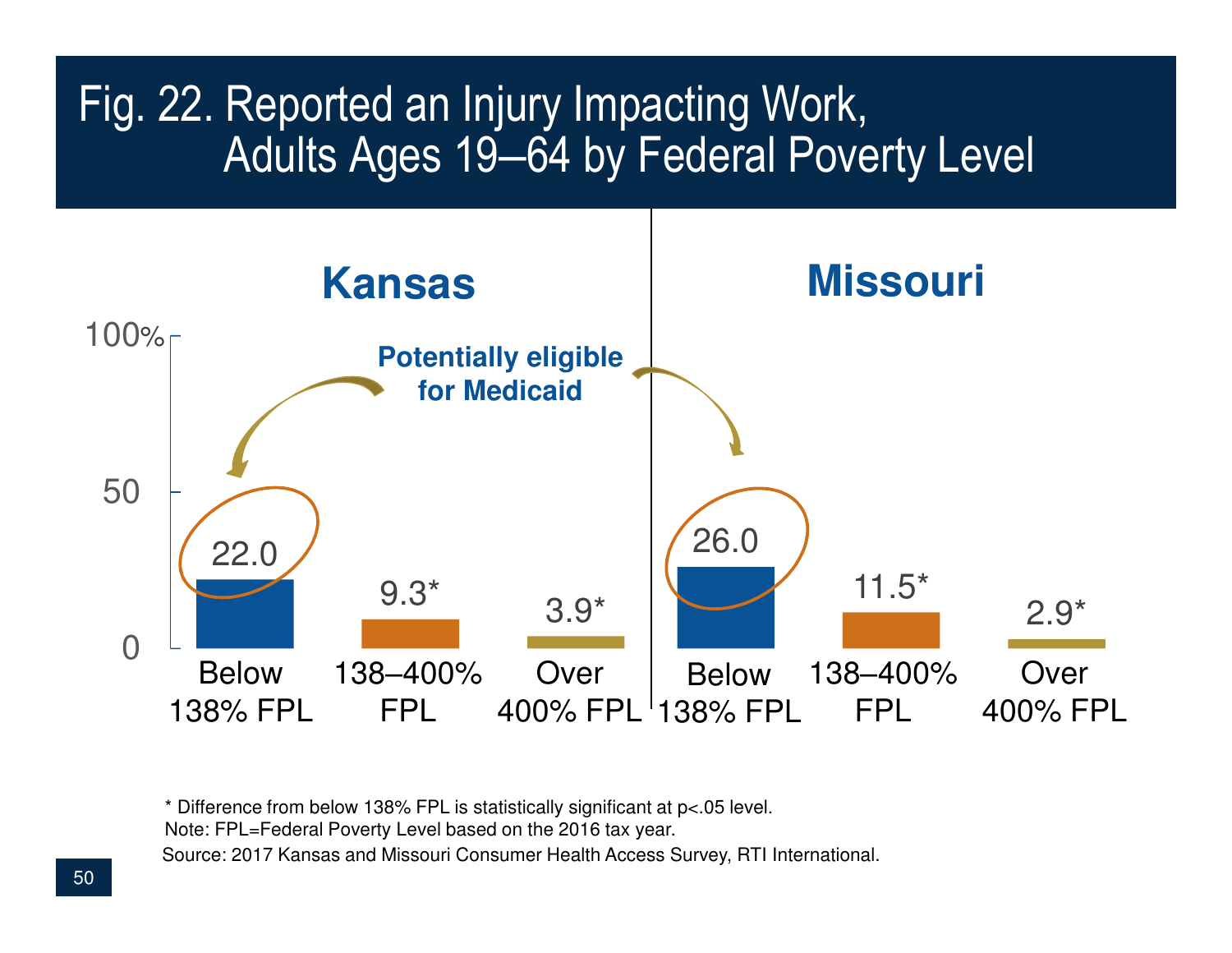# Fig. 22. Reported an Injury Impacting Work, Adults Ages 19–64 by Federal Poverty Level

| | Kansas | Missouri |
|---|---|---|
| Below 138% FPL | 22.0 | 26.0 |
| 138–400% FPL | 9.3* | 11.5* |
| Over 400% FPL | 3.9* | 2.9* |

Potentially eligible for Medicaid

\* Difference from below 138% FPL is statistically significant at $p<.05$ level.

Note: FPL=Federal Poverty Level based on the 2016 tax year.

Source: 2017 Kansas and Missouri Consumer Health Access Survey, RTI International.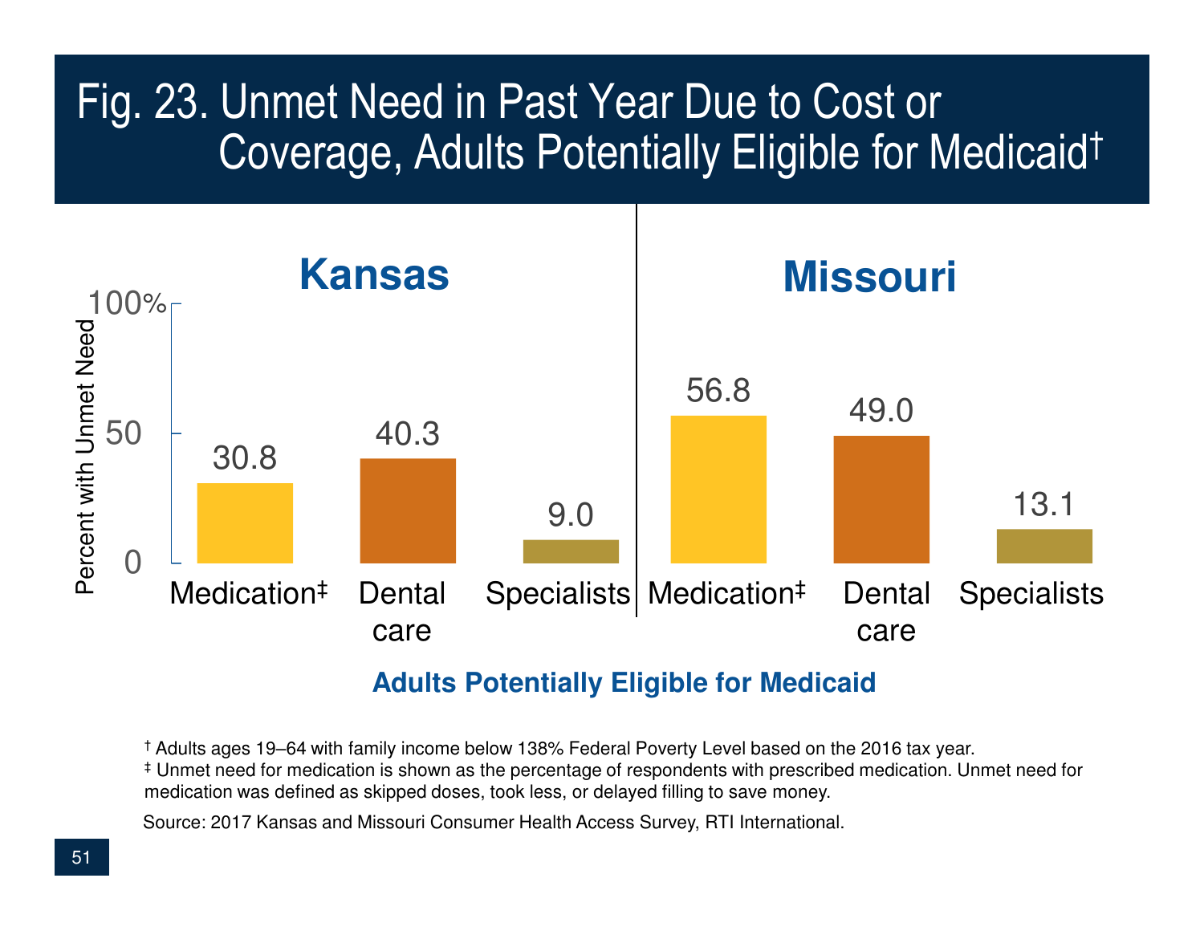# Fig. 23. Unmet Need in Past Year Due to Cost or Coverage, Adults Potentially Eligible for Medicaid†

**Adults Potentially Eligible for Medicaid**

Percent with Unmet Need

| | Medication‡ | Dental care | Specialists |
|---|---|---|---|
| **Kansas** | 30.8 | 40.3 | 9.0 |
| **Missouri** | 56.8 | 49.0 | 13.1 |

† Adults ages 19–64 with family income below 138% Federal Poverty Level based on the 2016 tax year.
‡ Unmet need for medication is shown as the percentage of respondents with prescribed medication. Unmet need for medication was defined as skipped doses, took less, or delayed filling to save money.

Source: 2017 Kansas and Missouri Consumer Health Access Survey, RTI International.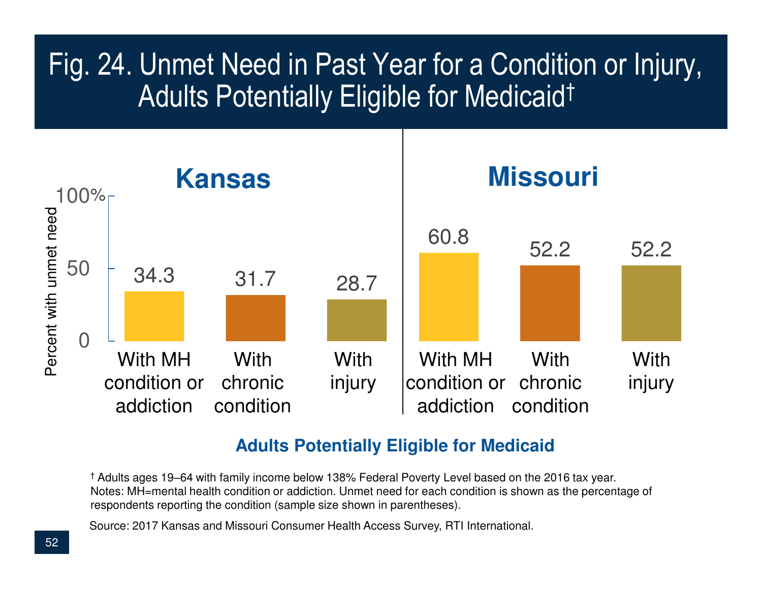# Fig. 24. Unmet Need in Past Year for a Condition or Injury, Adults Potentially Eligible for Medicaid†

Percent with unmet need

| | With MH condition or addiction | With chronic condition | With injury |
|---|---|---|---|
| **Kansas** | 34.3 | 31.7 | 28.7 |
| **Missouri** | 60.8 | 52.2 | 52.2 |

**Adults Potentially Eligible for Medicaid**

† Adults ages 19–64 with family income below 138% Federal Poverty Level based on the 2016 tax year.
Notes: MH=mental health condition or addiction. Unmet need for each condition is shown as the percentage of respondents reporting the condition (sample size shown in parentheses).

Source: 2017 Kansas and Missouri Consumer Health Access Survey, RTI International.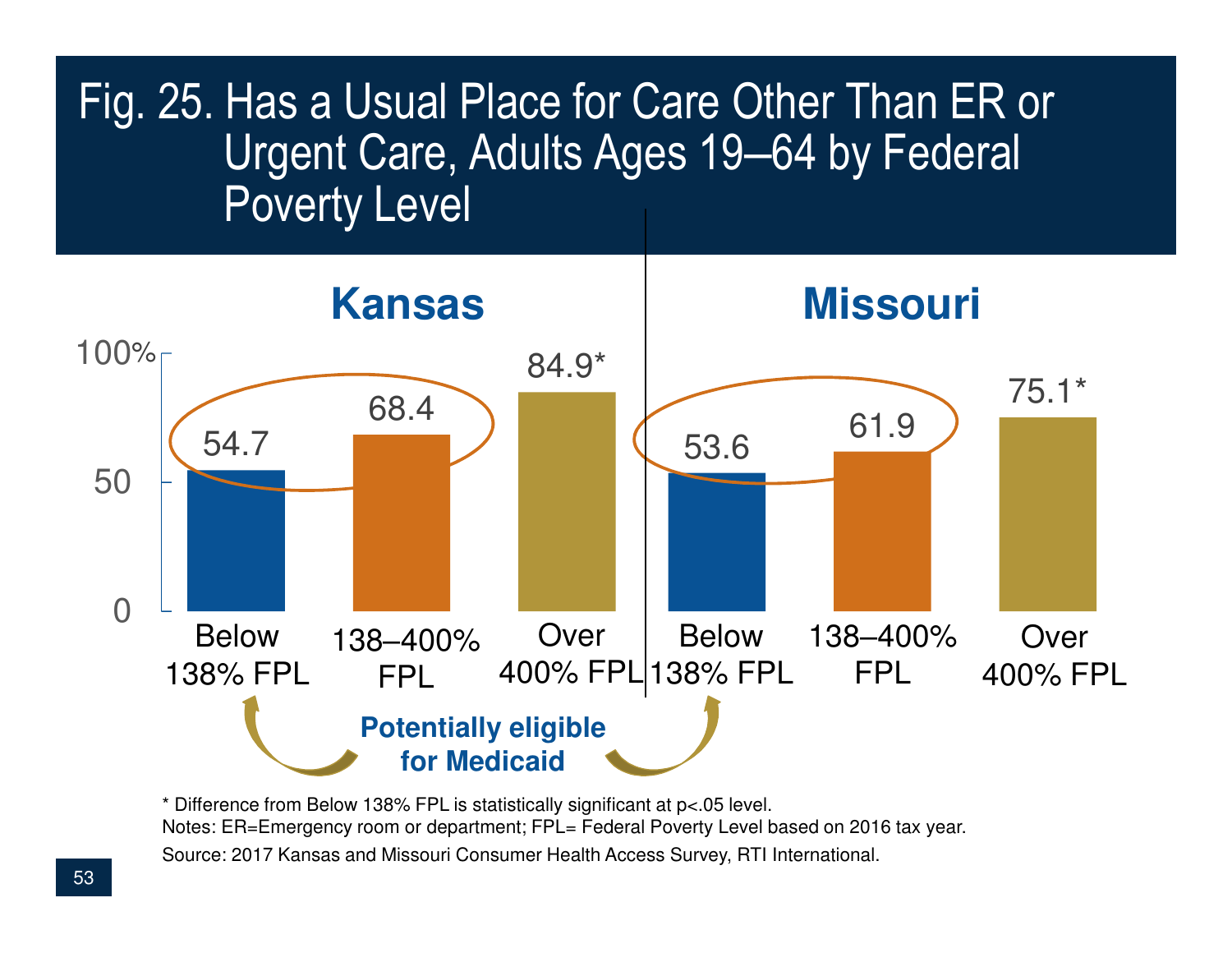# Fig. 25. Has a Usual Place for Care Other Than ER or Urgent Care, Adults Ages 19–64 by Federal Poverty Level

| | Below 138% FPL | 138–400% FPL | Over 400% FPL |
|---|---|---|---|
| Kansas | 54.7 | 68.4 | 84.9* |
| Missouri | 53.6 | 61.9 | 75.1* |

Potentially eligible for Medicaid

\* Difference from Below 138% FPL is statistically significant at p<.05 level.

Notes: ER=Emergency room or department; FPL= Federal Poverty Level based on 2016 tax year.

Source: 2017 Kansas and Missouri Consumer Health Access Survey, RTI International.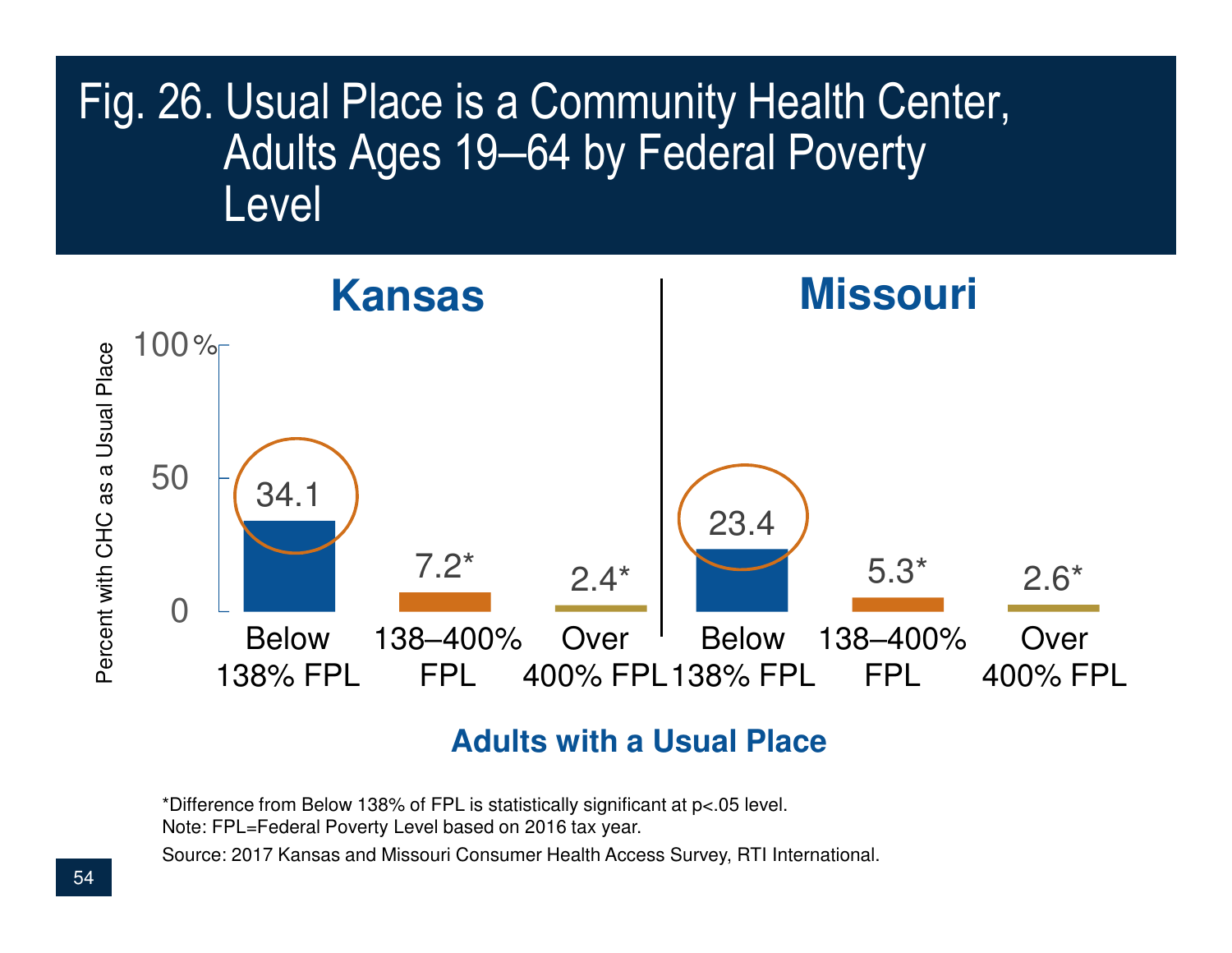# Fig. 26. Usual Place is a Community Health Center, Adults Ages 19–64 by Federal Poverty Level

Adults with a Usual Place — Percent with CHC as a Usual Place

| | Below 138% FPL | 138–400% FPL | Over 400% FPL |
|---|---|---|---|
| Kansas | 34.1 | 7.2* | 2.4* |
| Missouri | 23.4 | 5.3* | 2.6* |

*Difference from Below 138% of FPL is statistically significant at p<.05 level.

Note: FPL=Federal Poverty Level based on 2016 tax year.

Source: 2017 Kansas and Missouri Consumer Health Access Survey, RTI International.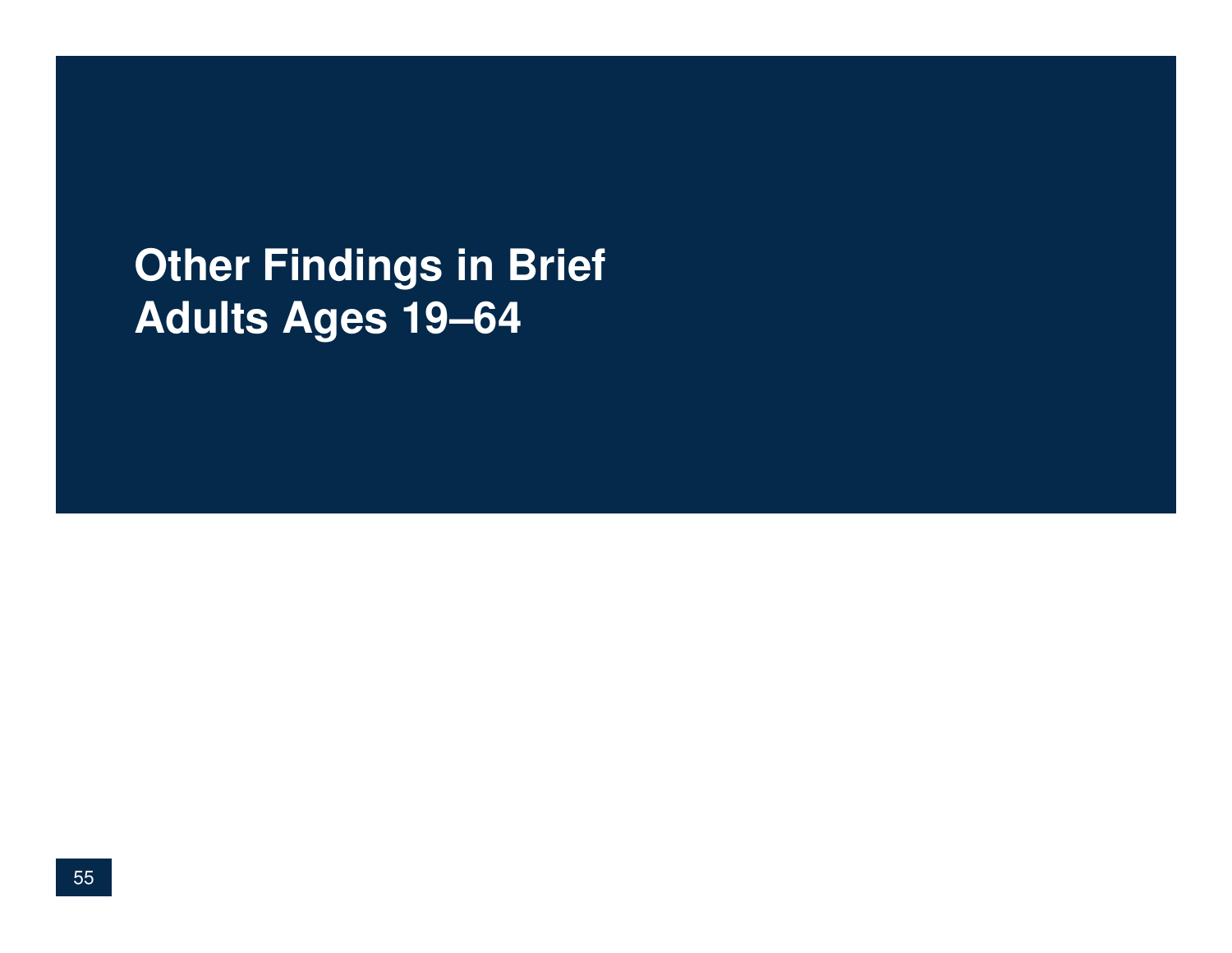# Other Findings in Brief
## Adults Ages 19–64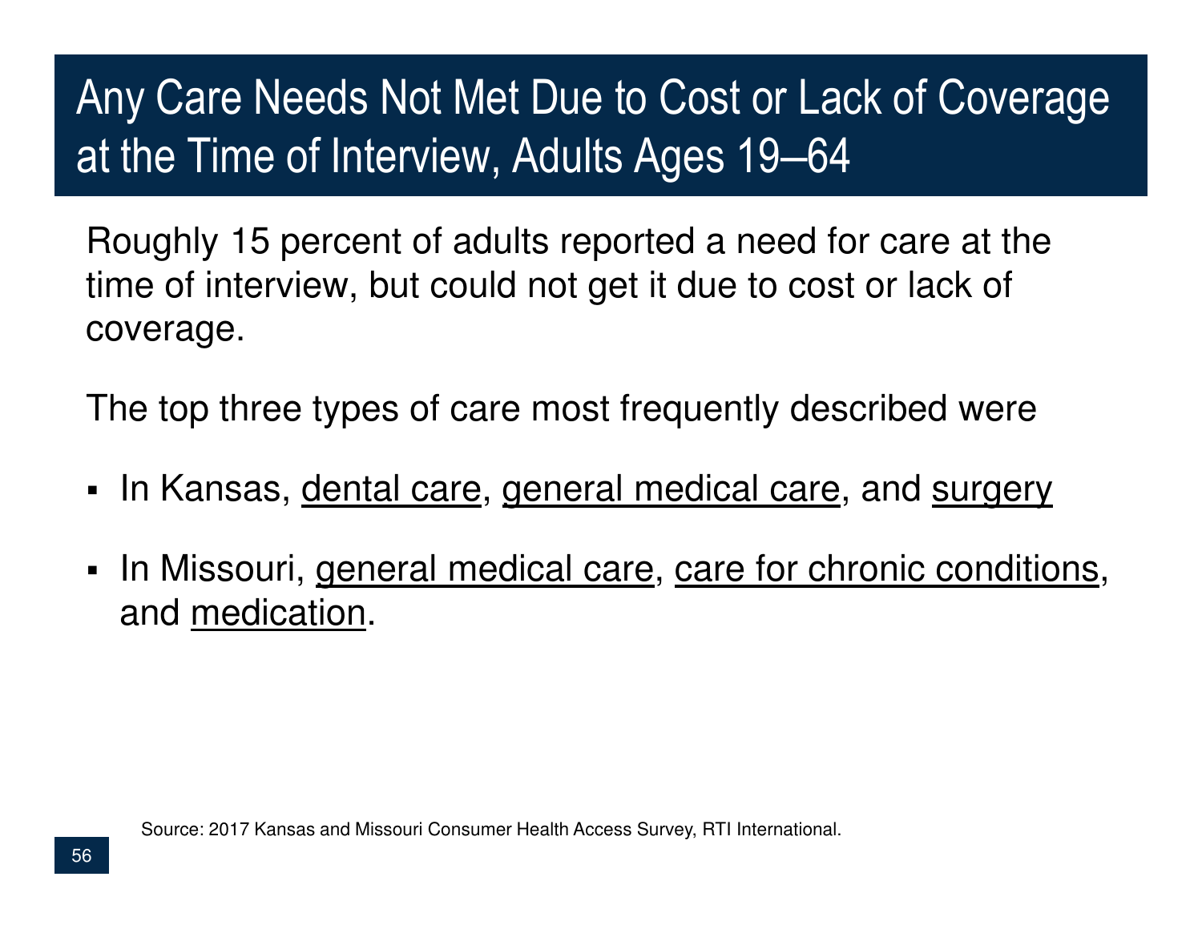# Any Care Needs Not Met Due to Cost or Lack of Coverage at the Time of Interview, Adults Ages 19–64

Roughly 15 percent of adults reported a need for care at the time of interview, but could not get it due to cost or lack of coverage.

The top three types of care most frequently described were

- In Kansas, <u>dental care</u>, <u>general medical care</u>, and <u>surgery</u>
- In Missouri, <u>general medical care</u>, <u>care for chronic conditions</u>, and <u>medication</u>.

Source: 2017 Kansas and Missouri Consumer Health Access Survey, RTI International.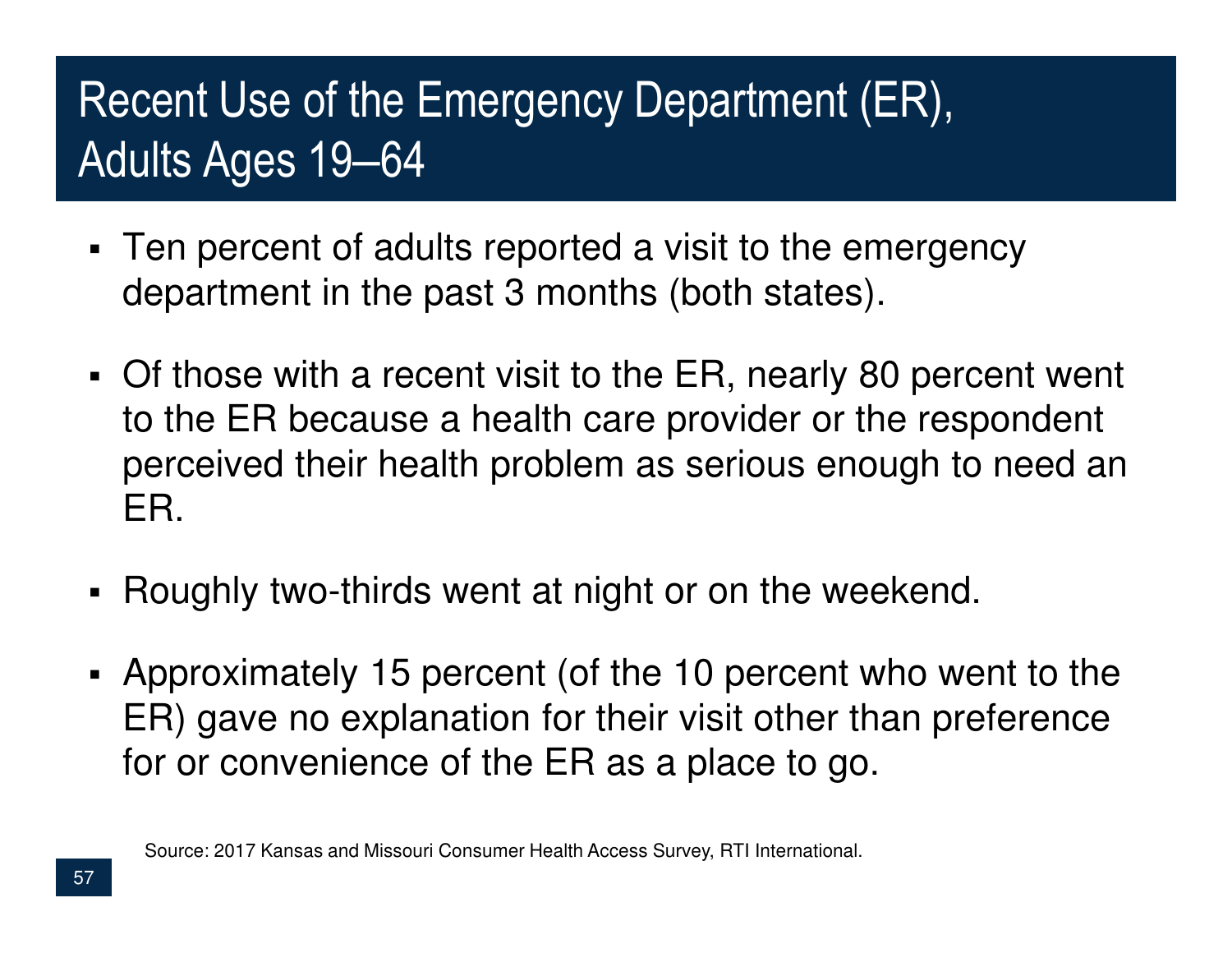# Recent Use of the Emergency Department (ER), Adults Ages 19–64

- Ten percent of adults reported a visit to the emergency department in the past 3 months (both states).
- Of those with a recent visit to the ER, nearly 80 percent went to the ER because a health care provider or the respondent perceived their health problem as serious enough to need an ER.
- Roughly two-thirds went at night or on the weekend.
- Approximately 15 percent (of the 10 percent who went to the ER) gave no explanation for their visit other than preference for or convenience of the ER as a place to go.

Source: 2017 Kansas and Missouri Consumer Health Access Survey, RTI International.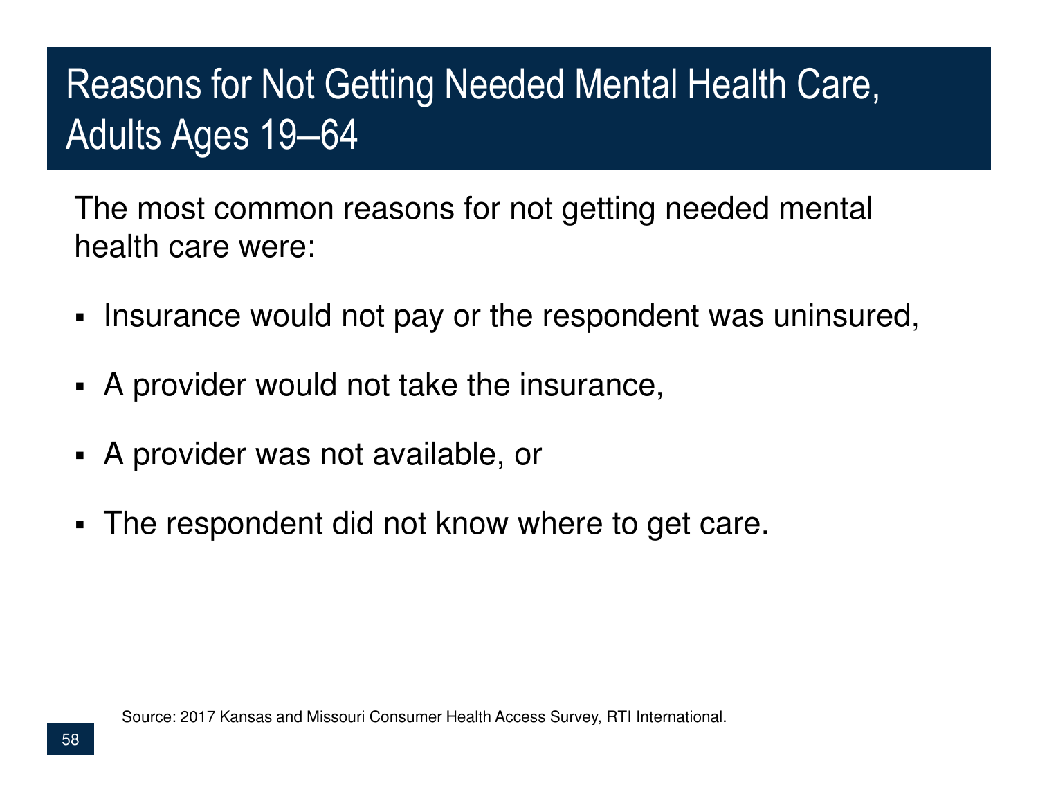# Reasons for Not Getting Needed Mental Health Care, Adults Ages 19–64

The most common reasons for not getting needed mental health care were:

- Insurance would not pay or the respondent was uninsured,
- A provider would not take the insurance,
- A provider was not available, or
- The respondent did not know where to get care.

Source: 2017 Kansas and Missouri Consumer Health Access Survey, RTI International.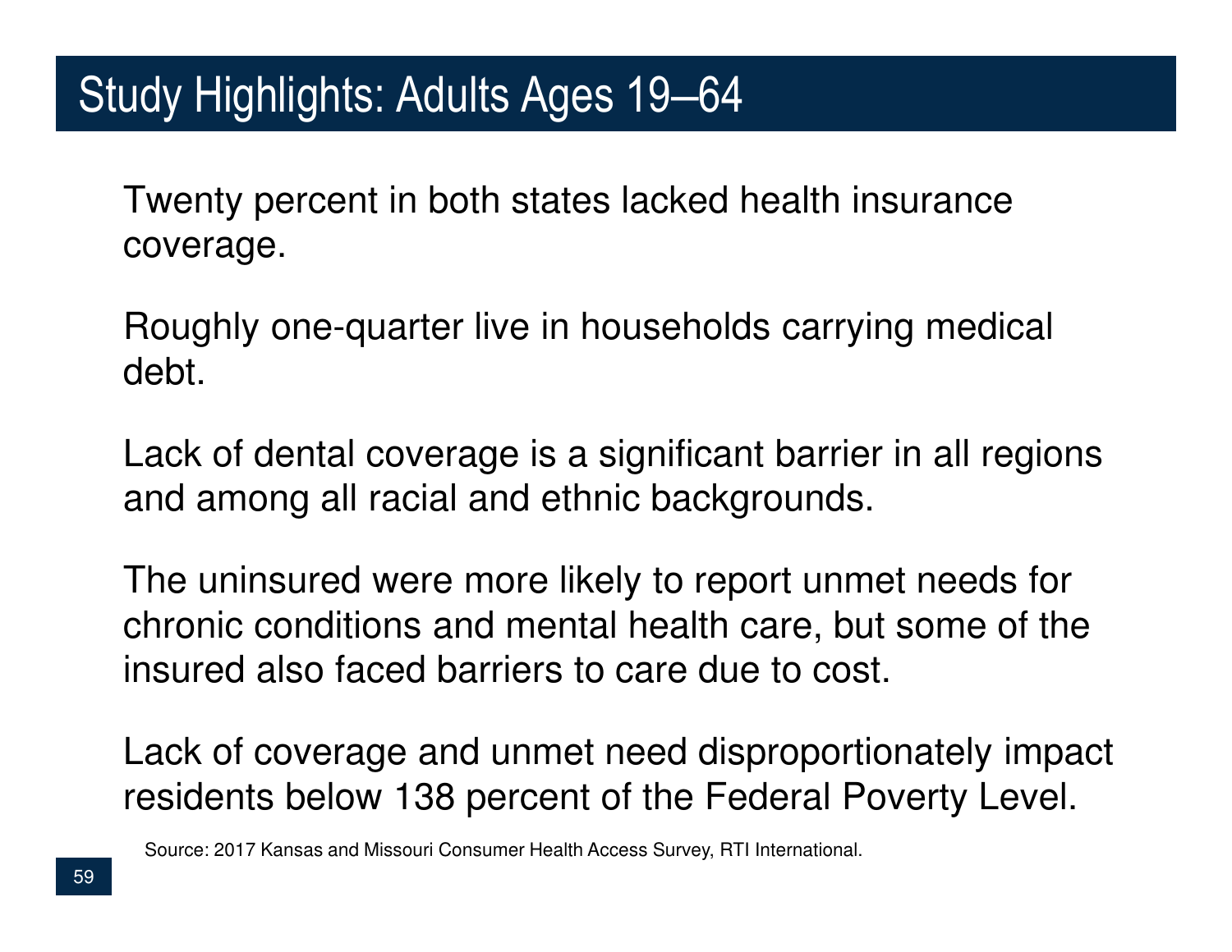# Study Highlights: Adults Ages 19–64

Twenty percent in both states lacked health insurance coverage.

Roughly one-quarter live in households carrying medical debt.

Lack of dental coverage is a significant barrier in all regions and among all racial and ethnic backgrounds.

The uninsured were more likely to report unmet needs for chronic conditions and mental health care, but some of the insured also faced barriers to care due to cost.

Lack of coverage and unmet need disproportionately impact residents below 138 percent of the Federal Poverty Level.

Source: 2017 Kansas and Missouri Consumer Health Access Survey, RTI International.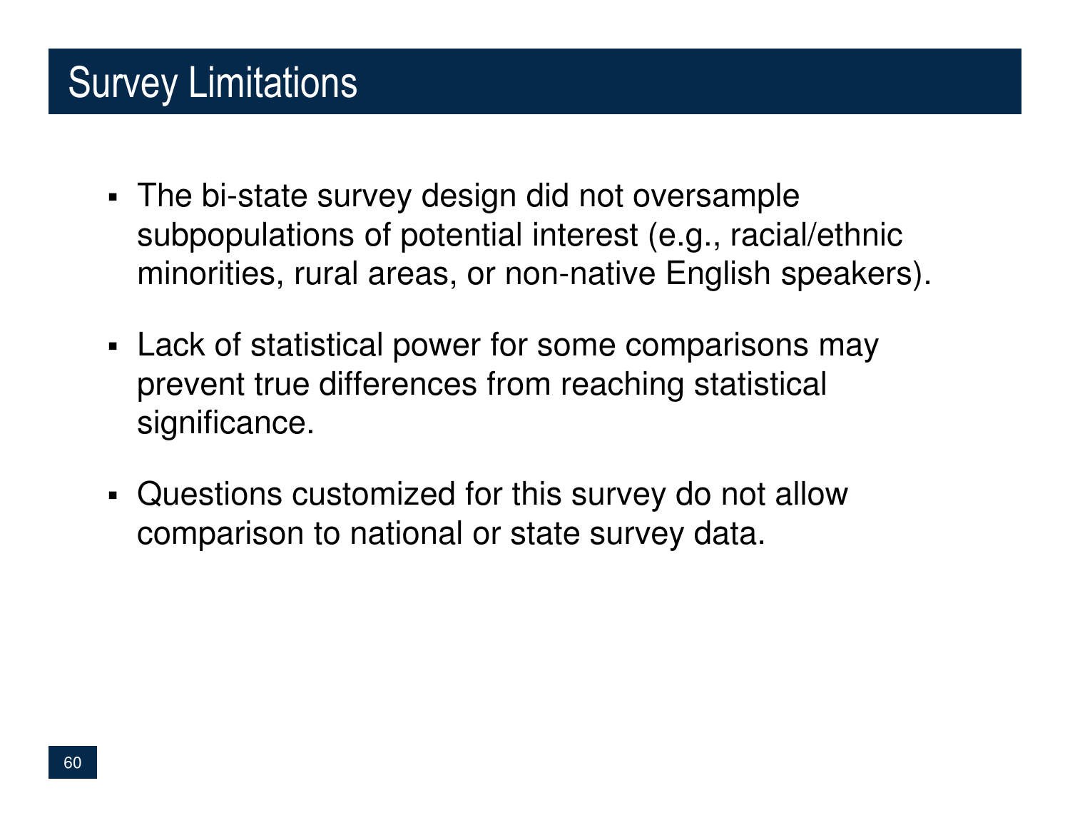# Survey Limitations

- The bi-state survey design did not oversample subpopulations of potential interest (e.g., racial/ethnic minorities, rural areas, or non-native English speakers).
- Lack of statistical power for some comparisons may prevent true differences from reaching statistical significance.
- Questions customized for this survey do not allow comparison to national or state survey data.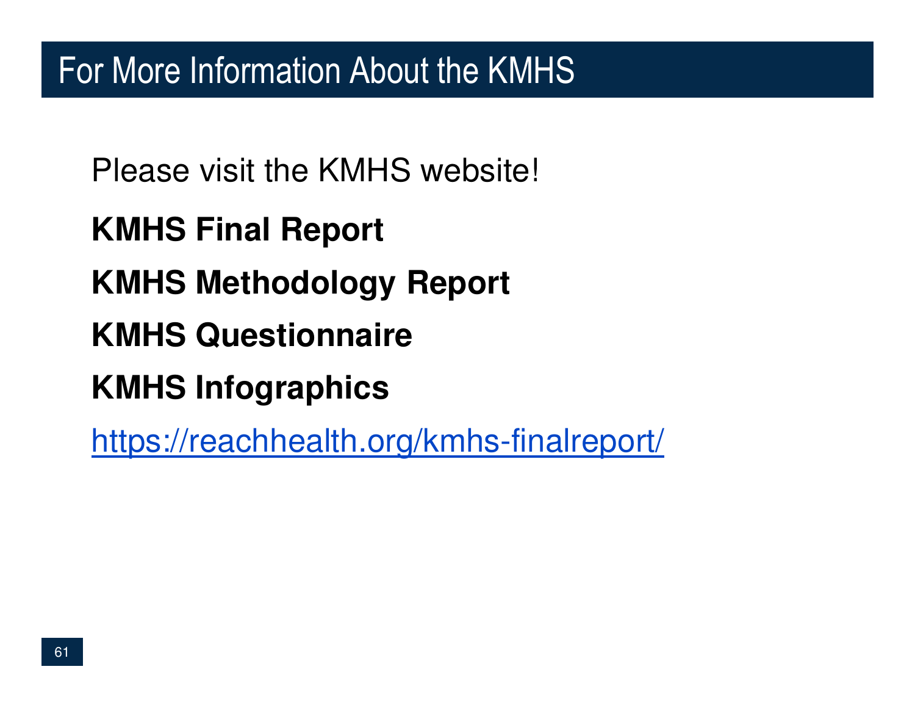# For More Information About the KMHS

Please visit the KMHS website!

**KMHS Final Report**

**KMHS Methodology Report**

**KMHS Questionnaire**

**KMHS Infographics**

https://reachhealth.org/kmhs-finalreport/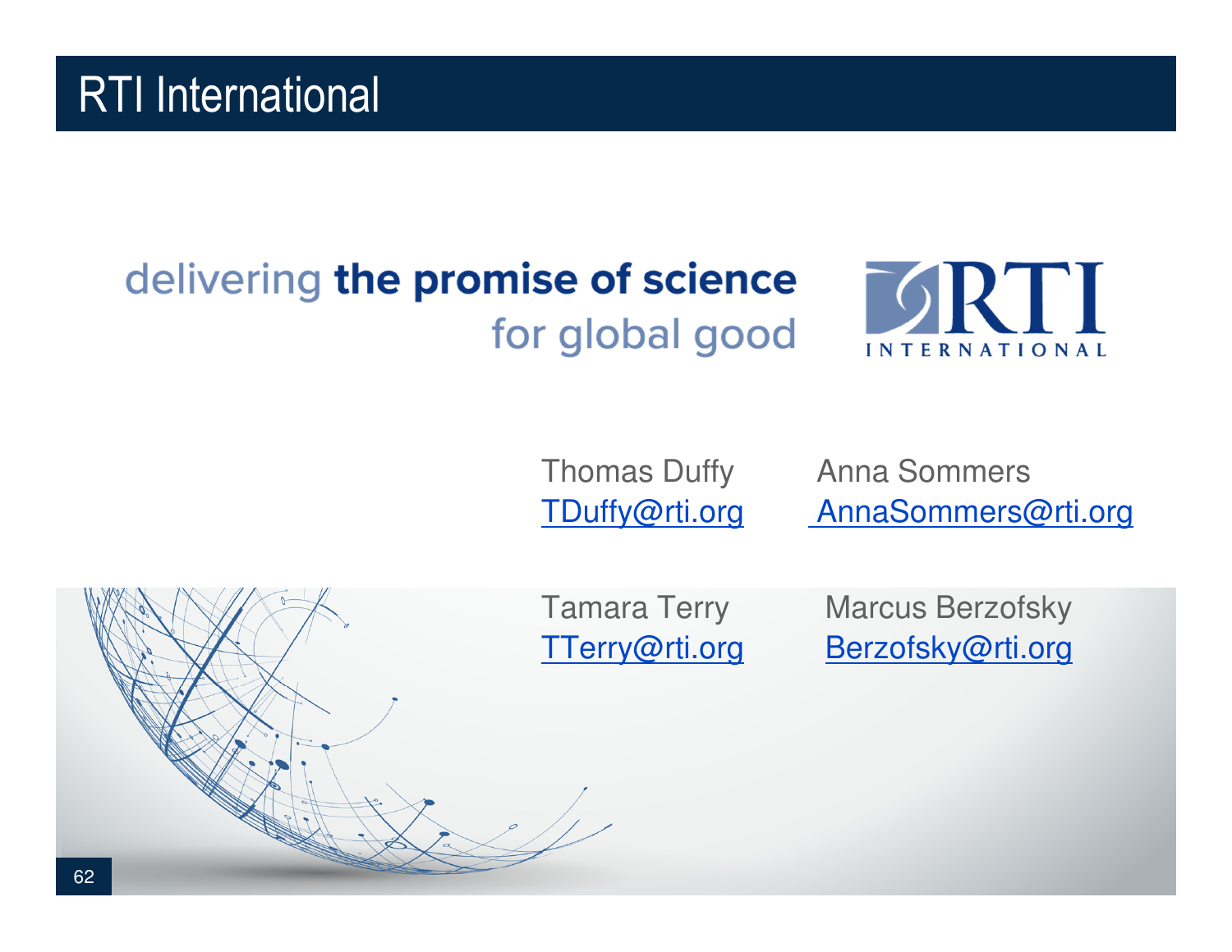# RTI International

delivering **the promise of science** for global good

RTI INTERNATIONAL

Thomas Duffy
TDuffy@rti.org

Anna Sommers
AnnaSommers@rti.org

Tamara Terry
TTerry@rti.org

Marcus Berzofsky
Berzofsky@rti.org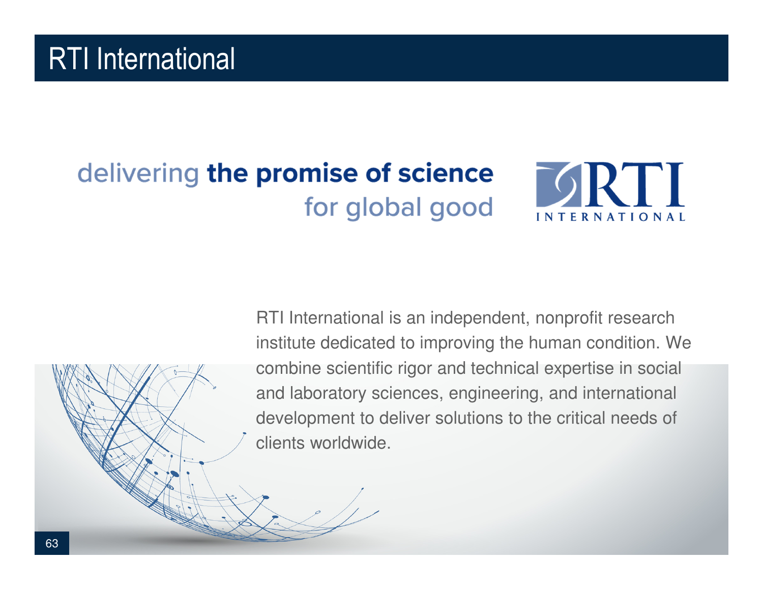# RTI International

delivering **the promise of science** for global good

RTI INTERNATIONAL

RTI International is an independent, nonprofit research institute dedicated to improving the human condition. We combine scientific rigor and technical expertise in social and laboratory sciences, engineering, and international development to deliver solutions to the critical needs of clients worldwide.